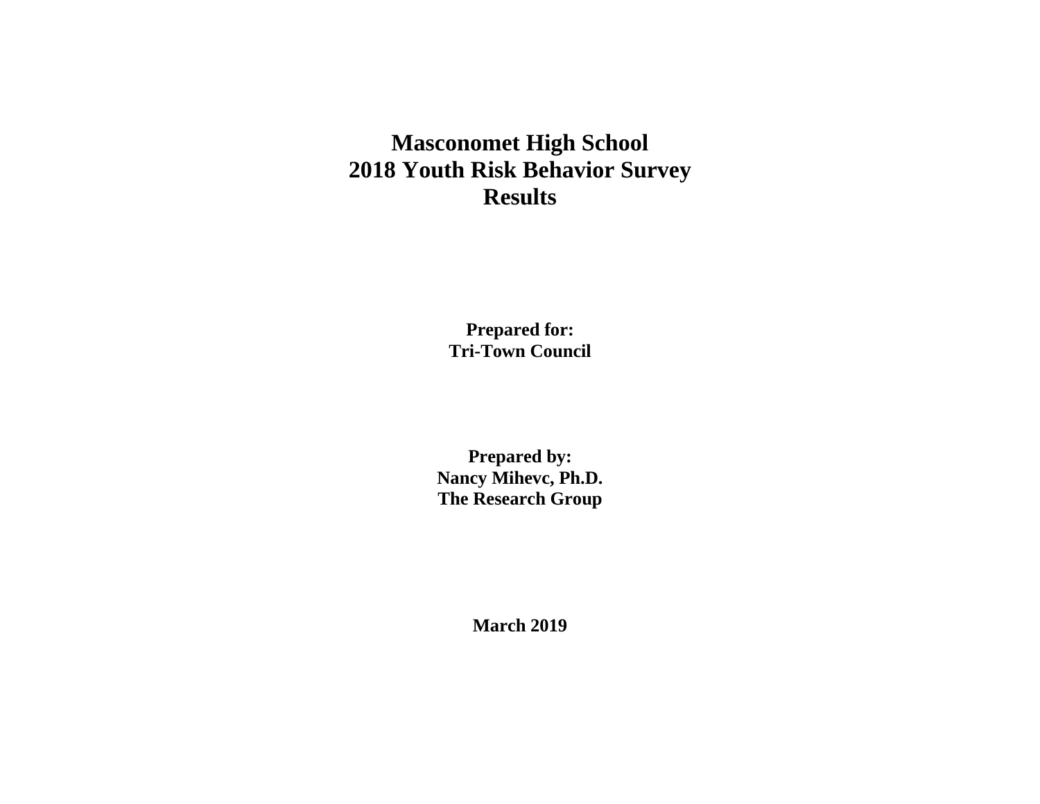# Masconomet High School
# 2018 Youth Risk Behavior Survey
# Results

**Prepared for:**
**Tri-Town Council**

**Prepared by:**
**Nancy Mihevc, Ph.D.**
**The Research Group**

**March 2019**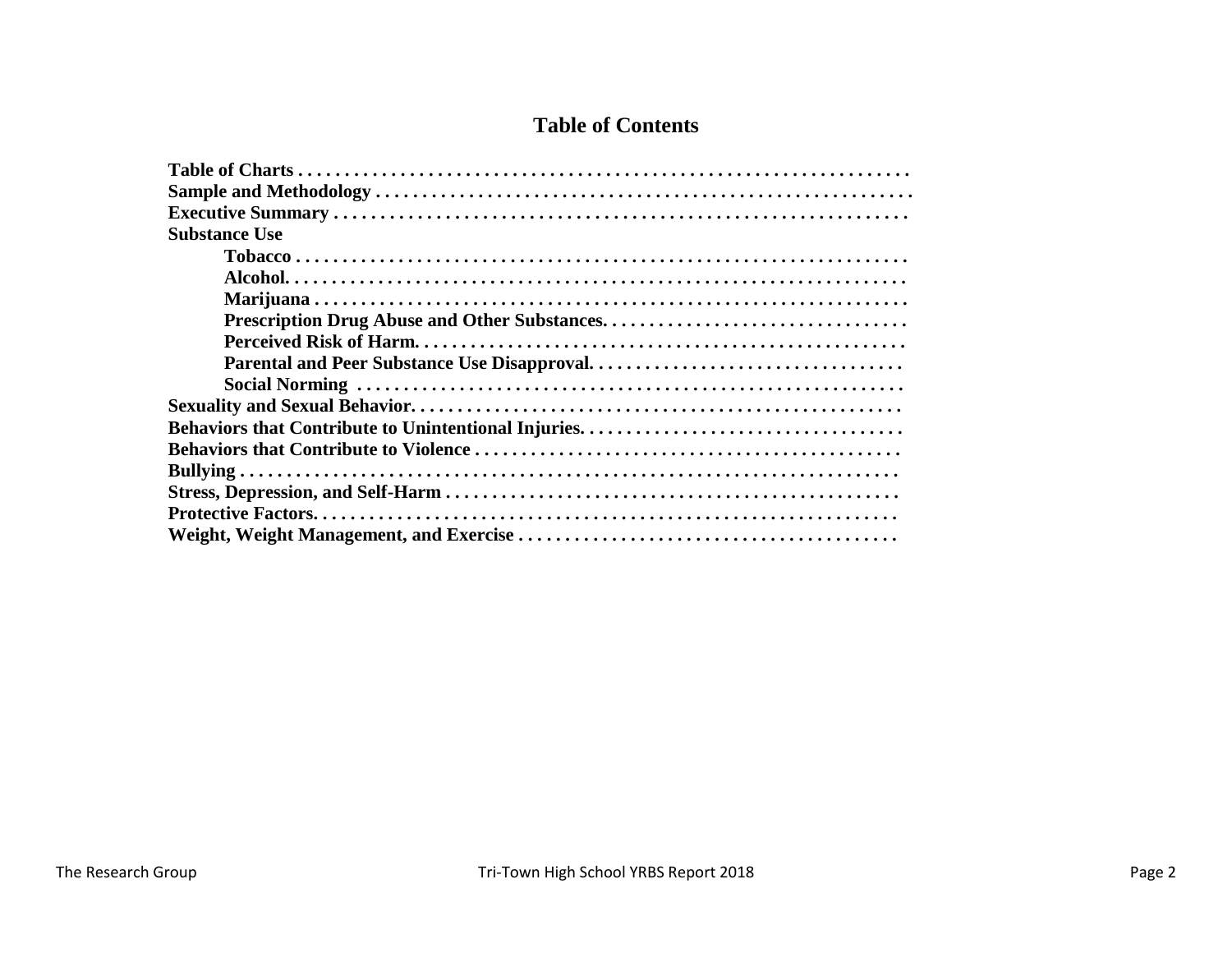# Table of Contents

**Table of Charts** . . . . . . . . . . . . . . . . . . . . . . . . . . . . . . . . . . . . . . . . . . . . . . . . . . . . . . . . . . . . .
**Sample and Methodology** . . . . . . . . . . . . . . . . . . . . . . . . . . . . . . . . . . . . . . . . . . . . . . . . . . . . . . . .
**Executive Summary** . . . . . . . . . . . . . . . . . . . . . . . . . . . . . . . . . . . . . . . . . . . . . . . . . . . . . . . . . . .
**Substance Use**

- **Tobacco** . . . . . . . . . . . . . . . . . . . . . . . . . . . . . . . . . . . . . . . . . . . . . . . . . . . . . . . . . . . . . .
- **Alcohol**. . . . . . . . . . . . . . . . . . . . . . . . . . . . . . . . . . . . . . . . . . . . . . . . . . . . . . . . . . . . . . .
- **Marijuana** . . . . . . . . . . . . . . . . . . . . . . . . . . . . . . . . . . . . . . . . . . . . . . . . . . . . . . . . . . . . .
- **Prescription Drug Abuse and Other Substances**. . . . . . . . . . . . . . . . . . . . . . . . . . . . . . . .
- **Perceived Risk of Harm**. . . . . . . . . . . . . . . . . . . . . . . . . . . . . . . . . . . . . . . . . . . . . . . . . . .
- **Parental and Peer Substance Use Disapproval**. . . . . . . . . . . . . . . . . . . . . . . . . . . . . . . . .
- **Social Norming** . . . . . . . . . . . . . . . . . . . . . . . . . . . . . . . . . . . . . . . . . . . . . . . . . . . . . . . .

**Sexuality and Sexual Behavior**. . . . . . . . . . . . . . . . . . . . . . . . . . . . . . . . . . . . . . . . . . . . . . . . . . .
**Behaviors that Contribute to Unintentional Injuries**. . . . . . . . . . . . . . . . . . . . . . . . . . . . . . . . . .
**Behaviors that Contribute to Violence** . . . . . . . . . . . . . . . . . . . . . . . . . . . . . . . . . . . . . . . . . . . .
**Bullying** . . . . . . . . . . . . . . . . . . . . . . . . . . . . . . . . . . . . . . . . . . . . . . . . . . . . . . . . . . . . . . . . . . .
**Stress, Depression, and Self-Harm** . . . . . . . . . . . . . . . . . . . . . . . . . . . . . . . . . . . . . . . . . . . . . . .
**Protective Factors**. . . . . . . . . . . . . . . . . . . . . . . . . . . . . . . . . . . . . . . . . . . . . . . . . . . . . . . . . . . .
**Weight, Weight Management, and Exercise** . . . . . . . . . . . . . . . . . . . . . . . . . . . . . . . . . . . . . . .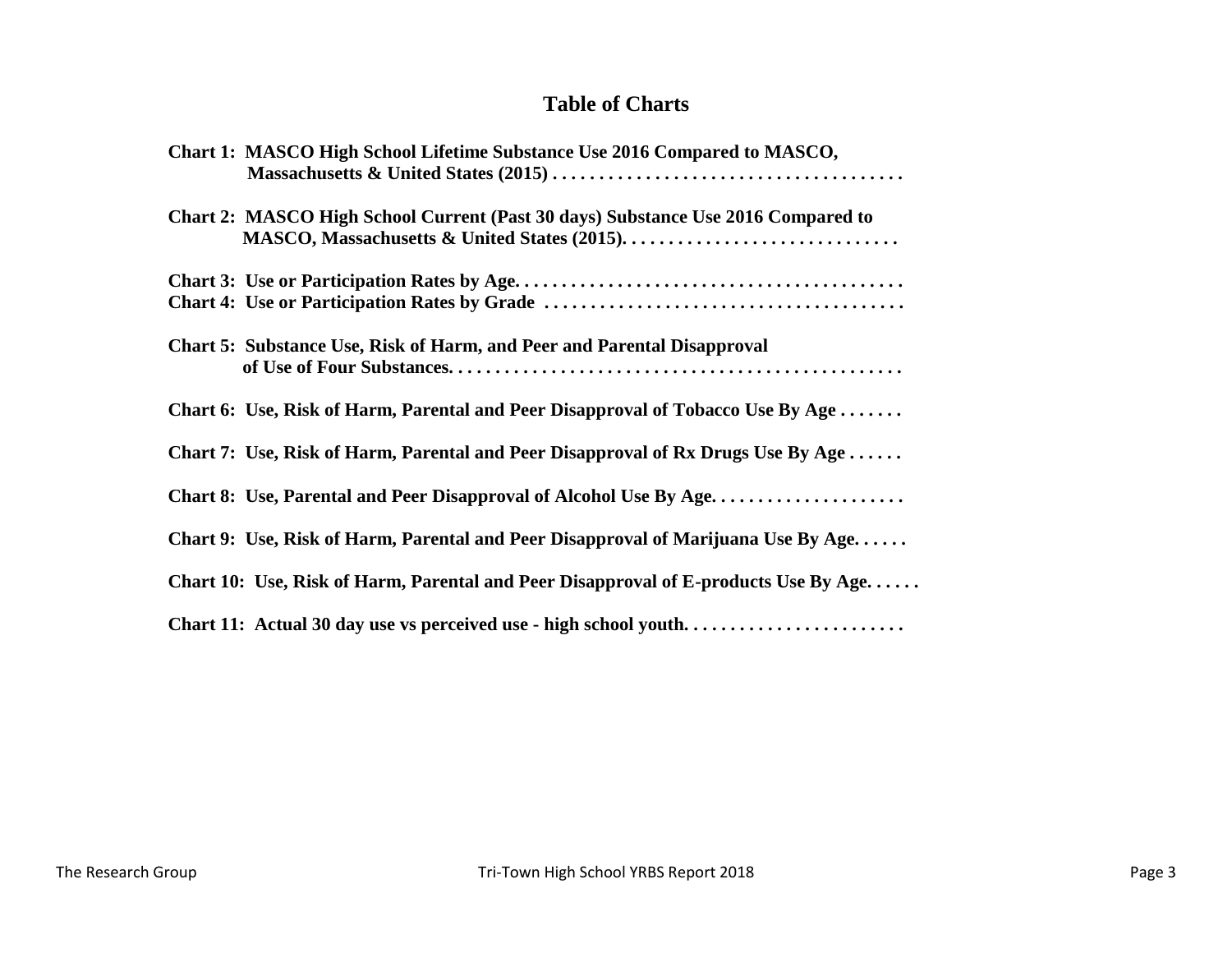## Table of Charts

**Chart 1: MASCO High School Lifetime Substance Use 2016 Compared to MASCO, Massachusetts & United States (2015) . . . . . . . . . . . . . . . . . . . . . . . . . . . . . . . . . . . . .**

**Chart 2: MASCO High School Current (Past 30 days) Substance Use 2016 Compared to MASCO, Massachusetts & United States (2015). . . . . . . . . . . . . . . . . . . . . . . . . . . . . .**

**Chart 3: Use or Participation Rates by Age. . . . . . . . . . . . . . . . . . . . . . . . . . . . . . . . . . . . . . . . .**

**Chart 4: Use or Participation Rates by Grade . . . . . . . . . . . . . . . . . . . . . . . . . . . . . . . . . . . . . .**

**Chart 5: Substance Use, Risk of Harm, and Peer and Parental Disapproval of Use of Four Substances. . . . . . . . . . . . . . . . . . . . . . . . . . . . . . . . . . . . . . . . . . . . . . . .**

**Chart 6: Use, Risk of Harm, Parental and Peer Disapproval of Tobacco Use By Age . . . . . . .**

**Chart 7: Use, Risk of Harm, Parental and Peer Disapproval of Rx Drugs Use By Age . . . . . .**

**Chart 8: Use, Parental and Peer Disapproval of Alcohol Use By Age. . . . . . . . . . . . . . . . . . . . .**

**Chart 9: Use, Risk of Harm, Parental and Peer Disapproval of Marijuana Use By Age. . . . . .**

**Chart 10: Use, Risk of Harm, Parental and Peer Disapproval of E-products Use By Age. . . . . .**

**Chart 11: Actual 30 day use vs perceived use - high school youth. . . . . . . . . . . . . . . . . . . . . . . .**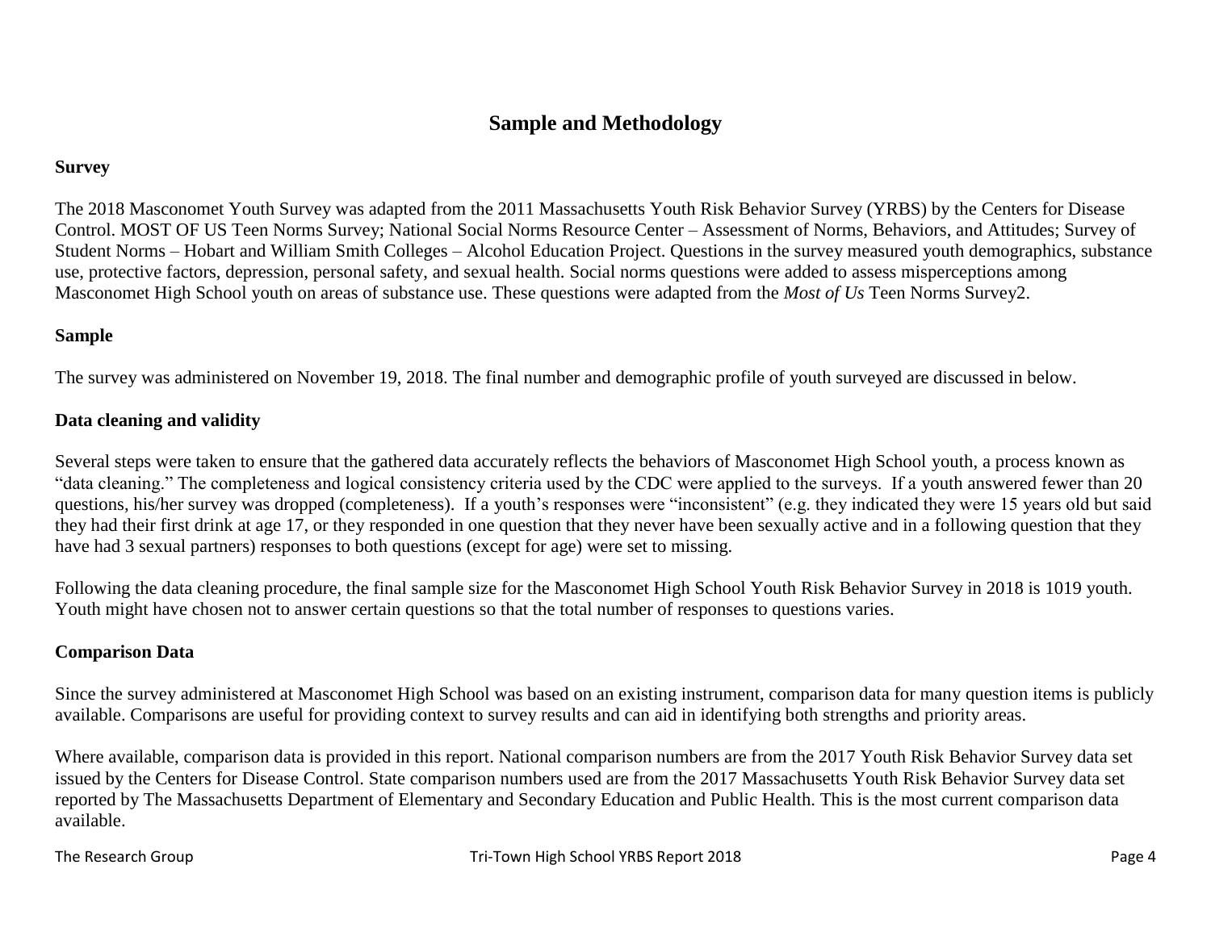## Sample and Methodology

### Survey

The 2018 Masconomet Youth Survey was adapted from the 2011 Massachusetts Youth Risk Behavior Survey (YRBS) by the Centers for Disease Control. MOST OF US Teen Norms Survey; National Social Norms Resource Center – Assessment of Norms, Behaviors, and Attitudes; Survey of Student Norms – Hobart and William Smith Colleges – Alcohol Education Project. Questions in the survey measured youth demographics, substance use, protective factors, depression, personal safety, and sexual health. Social norms questions were added to assess misperceptions among Masconomet High School youth on areas of substance use. These questions were adapted from the *Most of Us* Teen Norms Survey2.

### Sample

The survey was administered on November 19, 2018. The final number and demographic profile of youth surveyed are discussed in below.

### Data cleaning and validity

Several steps were taken to ensure that the gathered data accurately reflects the behaviors of Masconomet High School youth, a process known as "data cleaning." The completeness and logical consistency criteria used by the CDC were applied to the surveys. If a youth answered fewer than 20 questions, his/her survey was dropped (completeness). If a youth's responses were "inconsistent" (e.g. they indicated they were 15 years old but said they had their first drink at age 17, or they responded in one question that they never have been sexually active and in a following question that they have had 3 sexual partners) responses to both questions (except for age) were set to missing.

Following the data cleaning procedure, the final sample size for the Masconomet High School Youth Risk Behavior Survey in 2018 is 1019 youth. Youth might have chosen not to answer certain questions so that the total number of responses to questions varies.

### Comparison Data

Since the survey administered at Masconomet High School was based on an existing instrument, comparison data for many question items is publicly available. Comparisons are useful for providing context to survey results and can aid in identifying both strengths and priority areas.

Where available, comparison data is provided in this report. National comparison numbers are from the 2017 Youth Risk Behavior Survey data set issued by the Centers for Disease Control. State comparison numbers used are from the 2017 Massachusetts Youth Risk Behavior Survey data set reported by The Massachusetts Department of Elementary and Secondary Education and Public Health. This is the most current comparison data available.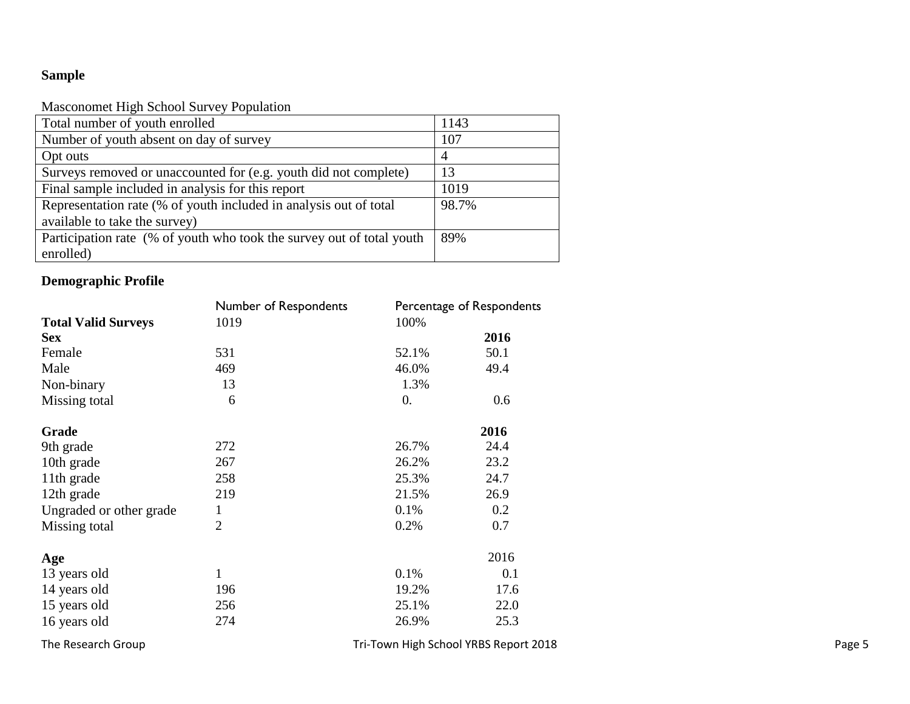**Sample**

Masconomet High School Survey Population

| Total number of youth enrolled | 1143 |
|---|---|
| Number of youth absent on day of survey | 107 |
| Opt outs | 4 |
| Surveys removed or unaccounted for (e.g. youth did not complete) | 13 |
| Final sample included in analysis for this report | 1019 |
| Representation rate (% of youth included in analysis out of total available to take the survey) | 98.7% |
| Participation rate (% of youth who took the survey out of total youth enrolled) | 89% |

**Demographic Profile**

| | Number of Respondents | Percentage of Respondents | |
|---|---|---|---|
| **Total Valid Surveys** | 1019 | 100% | |
| **Sex** | | | **2016** |
| Female | 531 | 52.1% | 50.1 |
| Male | 469 | 46.0% | 49.4 |
| Non-binary | 13 | 1.3% | |
| Missing total | 6 | 0. | 0.6 |
| | | | |
| **Grade** | | | **2016** |
| 9th grade | 272 | 26.7% | 24.4 |
| 10th grade | 267 | 26.2% | 23.2 |
| 11th grade | 258 | 25.3% | 24.7 |
| 12th grade | 219 | 21.5% | 26.9 |
| Ungraded or other grade | 1 | 0.1% | 0.2 |
| Missing total | 2 | 0.2% | 0.7 |
| | | | |
| **Age** | | | 2016 |
| 13 years old | 1 | 0.1% | 0.1 |
| 14 years old | 196 | 19.2% | 17.6 |
| 15 years old | 256 | 25.1% | 22.0 |
| 16 years old | 274 | 26.9% | 25.3 |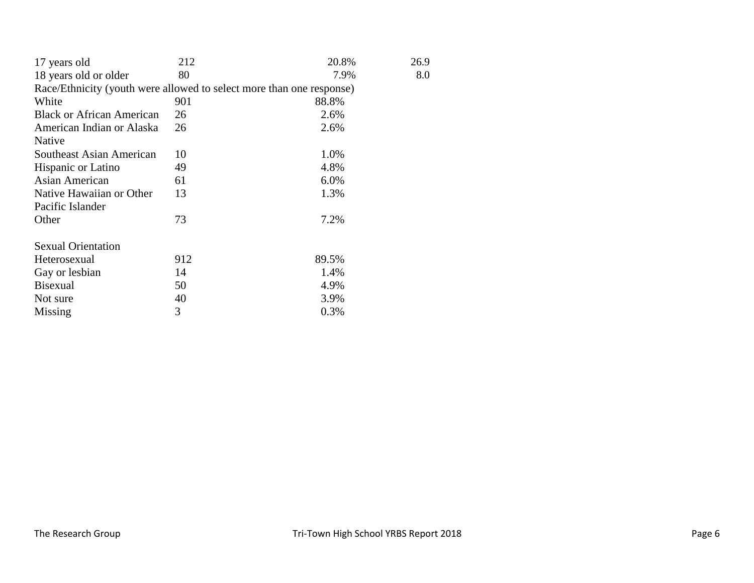| | | | |
|---|---|---|---|
| 17 years old | 212 | 20.8% | 26.9 |
| 18 years old or older | 80 | 7.9% | 8.0 |
| Race/Ethnicity (youth were allowed to select more than one response) | | | |
| White | 901 | 88.8% | |
| Black or African American | 26 | 2.6% | |
| American Indian or Alaska Native | 26 | 2.6% | |
| Southeast Asian American | 10 | 1.0% | |
| Hispanic or Latino | 49 | 4.8% | |
| Asian American | 61 | 6.0% | |
| Native Hawaiian or Other Pacific Islander | 13 | 1.3% | |
| Other | 73 | 7.2% | |
| | | | |
| Sexual Orientation | | | |
| Heterosexual | 912 | 89.5% | |
| Gay or lesbian | 14 | 1.4% | |
| Bisexual | 50 | 4.9% | |
| Not sure | 40 | 3.9% | |
| Missing | 3 | 0.3% | |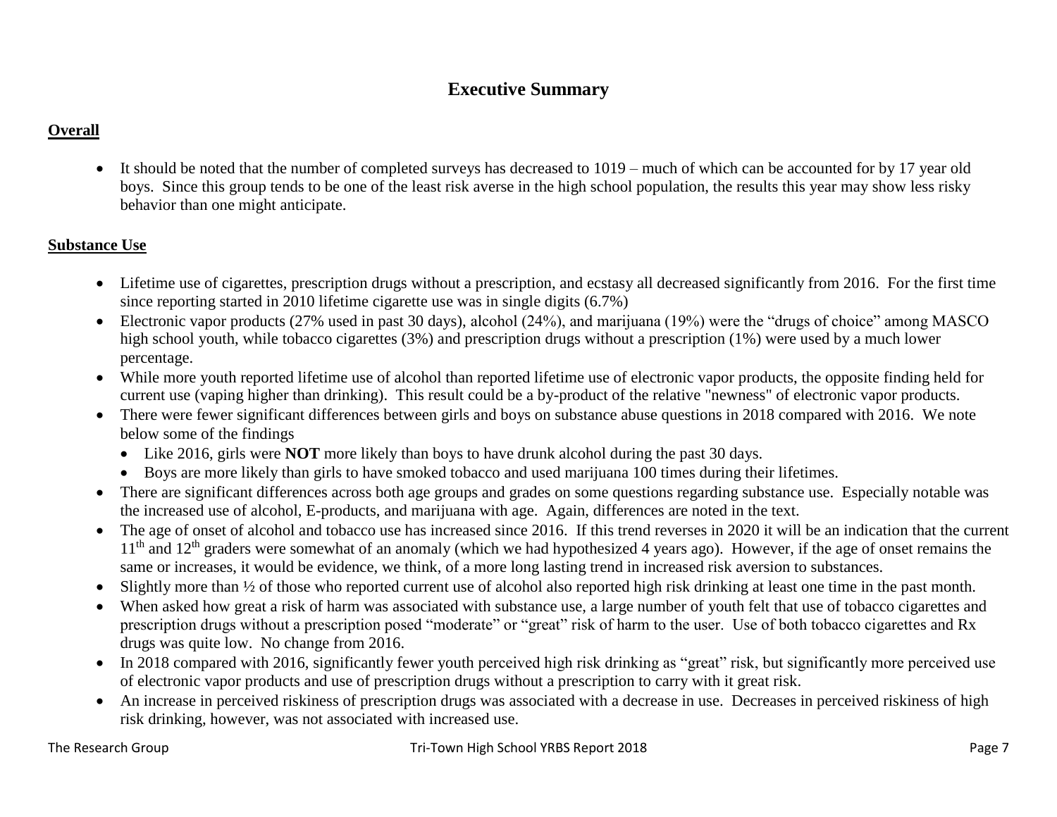# Executive Summary

## Overall

- It should be noted that the number of completed surveys has decreased to 1019 – much of which can be accounted for by 17 year old boys. Since this group tends to be one of the least risk averse in the high school population, the results this year may show less risky behavior than one might anticipate.

## Substance Use

- Lifetime use of cigarettes, prescription drugs without a prescription, and ecstasy all decreased significantly from 2016. For the first time since reporting started in 2010 lifetime cigarette use was in single digits (6.7%)
- Electronic vapor products (27% used in past 30 days), alcohol (24%), and marijuana (19%) were the "drugs of choice" among MASCO high school youth, while tobacco cigarettes (3%) and prescription drugs without a prescription (1%) were used by a much lower percentage.
- While more youth reported lifetime use of alcohol than reported lifetime use of electronic vapor products, the opposite finding held for current use (vaping higher than drinking). This result could be a by-product of the relative "newness" of electronic vapor products.
- There were fewer significant differences between girls and boys on substance abuse questions in 2018 compared with 2016. We note below some of the findings
  - Like 2016, girls were **NOT** more likely than boys to have drunk alcohol during the past 30 days.
  - Boys are more likely than girls to have smoked tobacco and used marijuana 100 times during their lifetimes.
- There are significant differences across both age groups and grades on some questions regarding substance use. Especially notable was the increased use of alcohol, E-products, and marijuana with age. Again, differences are noted in the text.
- The age of onset of alcohol and tobacco use has increased since 2016. If this trend reverses in 2020 it will be an indication that the current 11th and 12th graders were somewhat of an anomaly (which we had hypothesized 4 years ago). However, if the age of onset remains the same or increases, it would be evidence, we think, of a more long lasting trend in increased risk aversion to substances.
- Slightly more than ½ of those who reported current use of alcohol also reported high risk drinking at least one time in the past month.
- When asked how great a risk of harm was associated with substance use, a large number of youth felt that use of tobacco cigarettes and prescription drugs without a prescription posed "moderate" or "great" risk of harm to the user. Use of both tobacco cigarettes and Rx drugs was quite low. No change from 2016.
- In 2018 compared with 2016, significantly fewer youth perceived high risk drinking as "great" risk, but significantly more perceived use of electronic vapor products and use of prescription drugs without a prescription to carry with it great risk.
- An increase in perceived riskiness of prescription drugs was associated with a decrease in use. Decreases in perceived riskiness of high risk drinking, however, was not associated with increased use.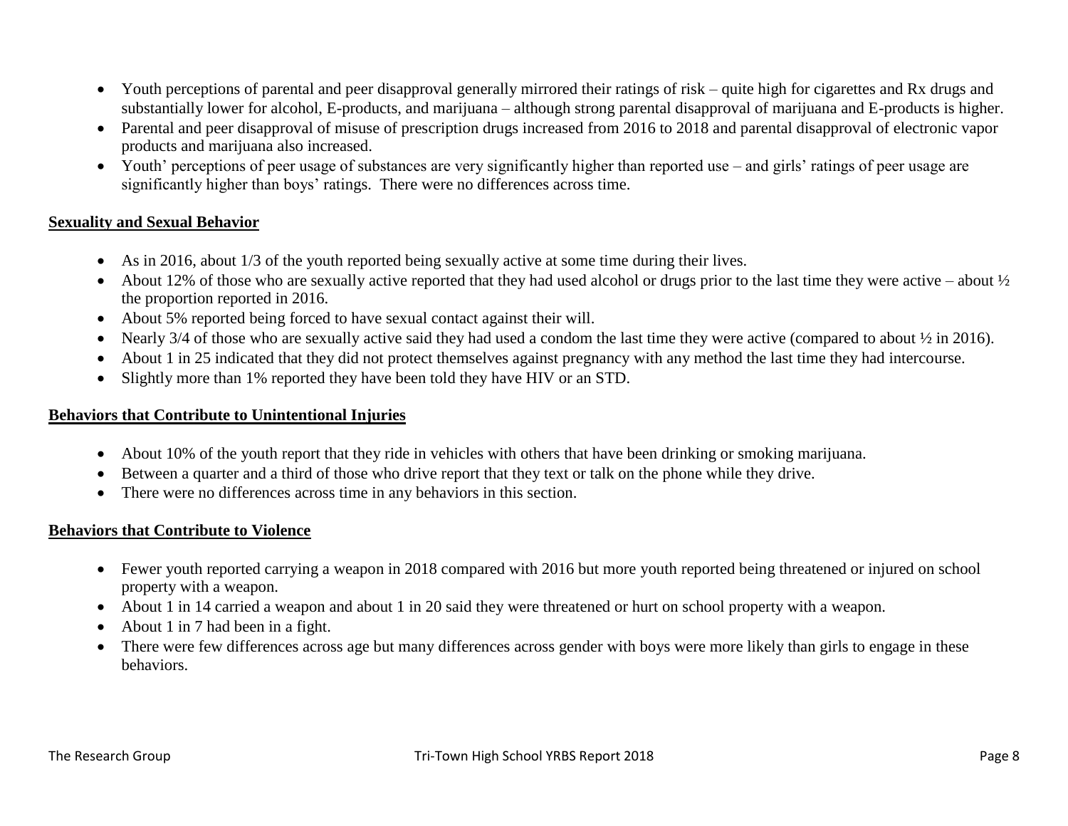- Youth perceptions of parental and peer disapproval generally mirrored their ratings of risk – quite high for cigarettes and Rx drugs and substantially lower for alcohol, E-products, and marijuana – although strong parental disapproval of marijuana and E-products is higher.
- Parental and peer disapproval of misuse of prescription drugs increased from 2016 to 2018 and parental disapproval of electronic vapor products and marijuana also increased.
- Youth' perceptions of peer usage of substances are very significantly higher than reported use – and girls' ratings of peer usage are significantly higher than boys' ratings. There were no differences across time.

**Sexuality and Sexual Behavior**

- As in 2016, about 1/3 of the youth reported being sexually active at some time during their lives.
- About 12% of those who are sexually active reported that they had used alcohol or drugs prior to the last time they were active – about ½ the proportion reported in 2016.
- About 5% reported being forced to have sexual contact against their will.
- Nearly 3/4 of those who are sexually active said they had used a condom the last time they were active (compared to about ½ in 2016).
- About 1 in 25 indicated that they did not protect themselves against pregnancy with any method the last time they had intercourse.
- Slightly more than 1% reported they have been told they have HIV or an STD.

**Behaviors that Contribute to Unintentional Injuries**

- About 10% of the youth report that they ride in vehicles with others that have been drinking or smoking marijuana.
- Between a quarter and a third of those who drive report that they text or talk on the phone while they drive.
- There were no differences across time in any behaviors in this section.

**Behaviors that Contribute to Violence**

- Fewer youth reported carrying a weapon in 2018 compared with 2016 but more youth reported being threatened or injured on school property with a weapon.
- About 1 in 14 carried a weapon and about 1 in 20 said they were threatened or hurt on school property with a weapon.
- About 1 in 7 had been in a fight.
- There were few differences across age but many differences across gender with boys were more likely than girls to engage in these behaviors.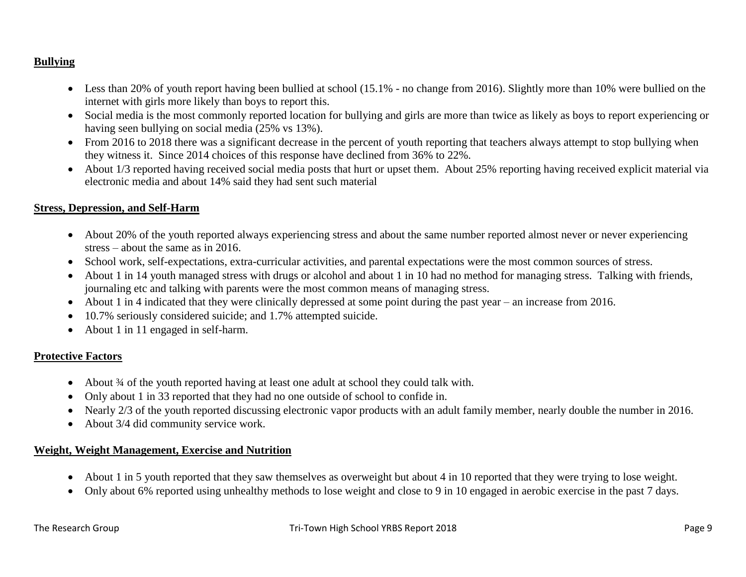## Bullying

- Less than 20% of youth report having been bullied at school (15.1% - no change from 2016). Slightly more than 10% were bullied on the internet with girls more likely than boys to report this.
- Social media is the most commonly reported location for bullying and girls are more than twice as likely as boys to report experiencing or having seen bullying on social media (25% vs 13%).
- From 2016 to 2018 there was a significant decrease in the percent of youth reporting that teachers always attempt to stop bullying when they witness it. Since 2014 choices of this response have declined from 36% to 22%.
- About 1/3 reported having received social media posts that hurt or upset them. About 25% reporting having received explicit material via electronic media and about 14% said they had sent such material

## Stress, Depression, and Self-Harm

- About 20% of the youth reported always experiencing stress and about the same number reported almost never or never experiencing stress – about the same as in 2016.
- School work, self-expectations, extra-curricular activities, and parental expectations were the most common sources of stress.
- About 1 in 14 youth managed stress with drugs or alcohol and about 1 in 10 had no method for managing stress. Talking with friends, journaling etc and talking with parents were the most common means of managing stress.
- About 1 in 4 indicated that they were clinically depressed at some point during the past year – an increase from 2016.
- 10.7% seriously considered suicide; and 1.7% attempted suicide.
- About 1 in 11 engaged in self-harm.

## Protective Factors

- About ¾ of the youth reported having at least one adult at school they could talk with.
- Only about 1 in 33 reported that they had no one outside of school to confide in.
- Nearly 2/3 of the youth reported discussing electronic vapor products with an adult family member, nearly double the number in 2016.
- About 3/4 did community service work.

## Weight, Weight Management, Exercise and Nutrition

- About 1 in 5 youth reported that they saw themselves as overweight but about 4 in 10 reported that they were trying to lose weight.
- Only about 6% reported using unhealthy methods to lose weight and close to 9 in 10 engaged in aerobic exercise in the past 7 days.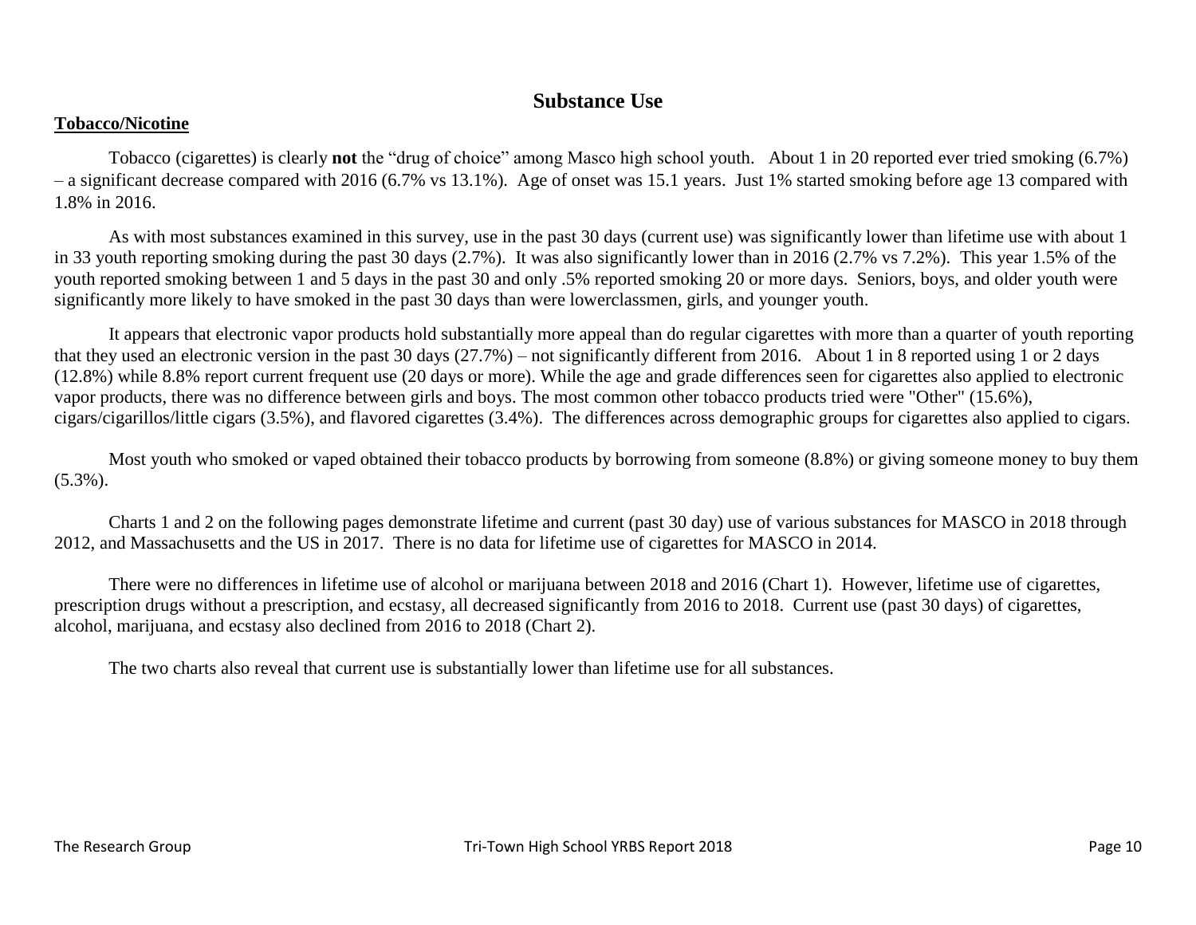# Substance Use

## Tobacco/Nicotine

Tobacco (cigarettes) is clearly **not** the "drug of choice" among Masco high school youth. About 1 in 20 reported ever tried smoking (6.7%) – a significant decrease compared with 2016 (6.7% vs 13.1%). Age of onset was 15.1 years. Just 1% started smoking before age 13 compared with 1.8% in 2016.

As with most substances examined in this survey, use in the past 30 days (current use) was significantly lower than lifetime use with about 1 in 33 youth reporting smoking during the past 30 days (2.7%). It was also significantly lower than in 2016 (2.7% vs 7.2%). This year 1.5% of the youth reported smoking between 1 and 5 days in the past 30 and only .5% reported smoking 20 or more days. Seniors, boys, and older youth were significantly more likely to have smoked in the past 30 days than were lowerclassmen, girls, and younger youth.

It appears that electronic vapor products hold substantially more appeal than do regular cigarettes with more than a quarter of youth reporting that they used an electronic version in the past 30 days (27.7%) – not significantly different from 2016. About 1 in 8 reported using 1 or 2 days (12.8%) while 8.8% report current frequent use (20 days or more). While the age and grade differences seen for cigarettes also applied to electronic vapor products, there was no difference between girls and boys. The most common other tobacco products tried were "Other" (15.6%), cigars/cigarillos/little cigars (3.5%), and flavored cigarettes (3.4%). The differences across demographic groups for cigarettes also applied to cigars.

Most youth who smoked or vaped obtained their tobacco products by borrowing from someone (8.8%) or giving someone money to buy them (5.3%).

Charts 1 and 2 on the following pages demonstrate lifetime and current (past 30 day) use of various substances for MASCO in 2018 through 2012, and Massachusetts and the US in 2017. There is no data for lifetime use of cigarettes for MASCO in 2014.

There were no differences in lifetime use of alcohol or marijuana between 2018 and 2016 (Chart 1). However, lifetime use of cigarettes, prescription drugs without a prescription, and ecstasy, all decreased significantly from 2016 to 2018. Current use (past 30 days) of cigarettes, alcohol, marijuana, and ecstasy also declined from 2016 to 2018 (Chart 2).

The two charts also reveal that current use is substantially lower than lifetime use for all substances.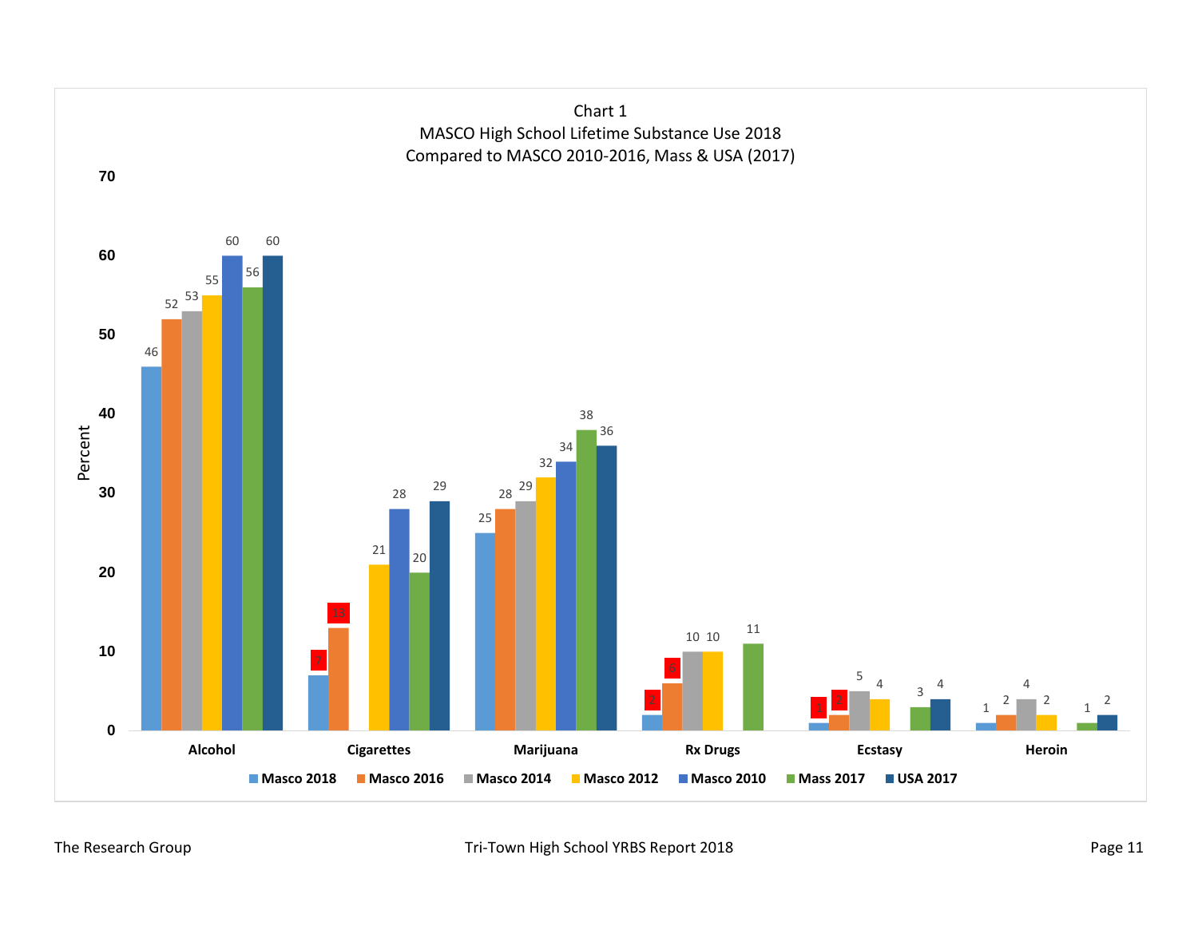Chart 1
MASCO High School Lifetime Substance Use 2018
Compared to MASCO 2010-2016, Mass & USA (2017)

| Percent | Masco 2018 | Masco 2016 | Masco 2014 | Masco 2012 | Masco 2010 | Mass 2017 | USA 2017 |
|---|---|---|---|---|---|---|---|
| Alcohol | 46 | 52 | 53 | 55 | 60 | 56 | 60 |
| Cigarettes | 7 | 13 | | 21 | 28 | 20 | 29 |
| Marijuana | 25 | 28 | 29 | 32 | 34 | 38 | 36 |
| Rx Drugs | 2 | 6 | 10 | 10 | | 11 | |
| Ecstasy | 1 | 2 | 5 | 4 | | 3 | 4 |
| Heroin | 1 | 2 | 4 | 2 | | 1 | 2 |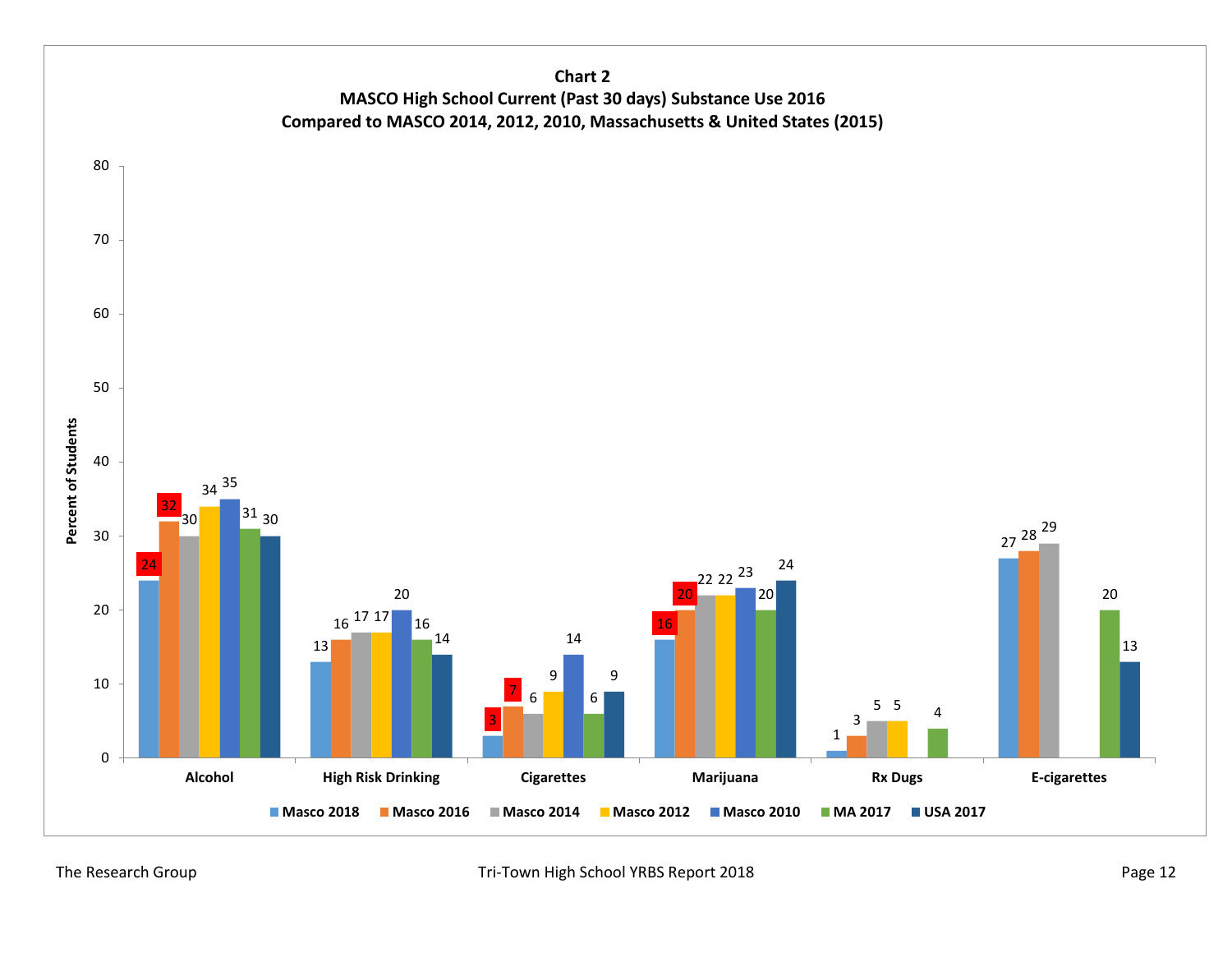**Chart 2**
**MASCO High School Current (Past 30 days) Substance Use 2016**
**Compared to MASCO 2014, 2012, 2010, Massachusetts & United States (2015)**

Percent of Students

| | Masco 2018 | Masco 2016 | Masco 2014 | Masco 2012 | Masco 2010 | MA 2017 | USA 2017 |
|---|---|---|---|---|---|---|---|
| Alcohol | 24 | 32 | 30 | 34 | 35 | 31 | 30 |
| High Risk Drinking | 13 | 16 | 17 | 17 | 20 | 16 | 14 |
| Cigarettes | 3 | 7 | 6 | 9 | 14 | 6 | 9 |
| Marijuana | 16 | 20 | 22 | 22 | 23 | 20 | 24 |
| Rx Dugs | 1 | 3 | 5 | 5 | | 4 | |
| E-cigarettes | 27 | 28 | 29 | | | 20 | 13 |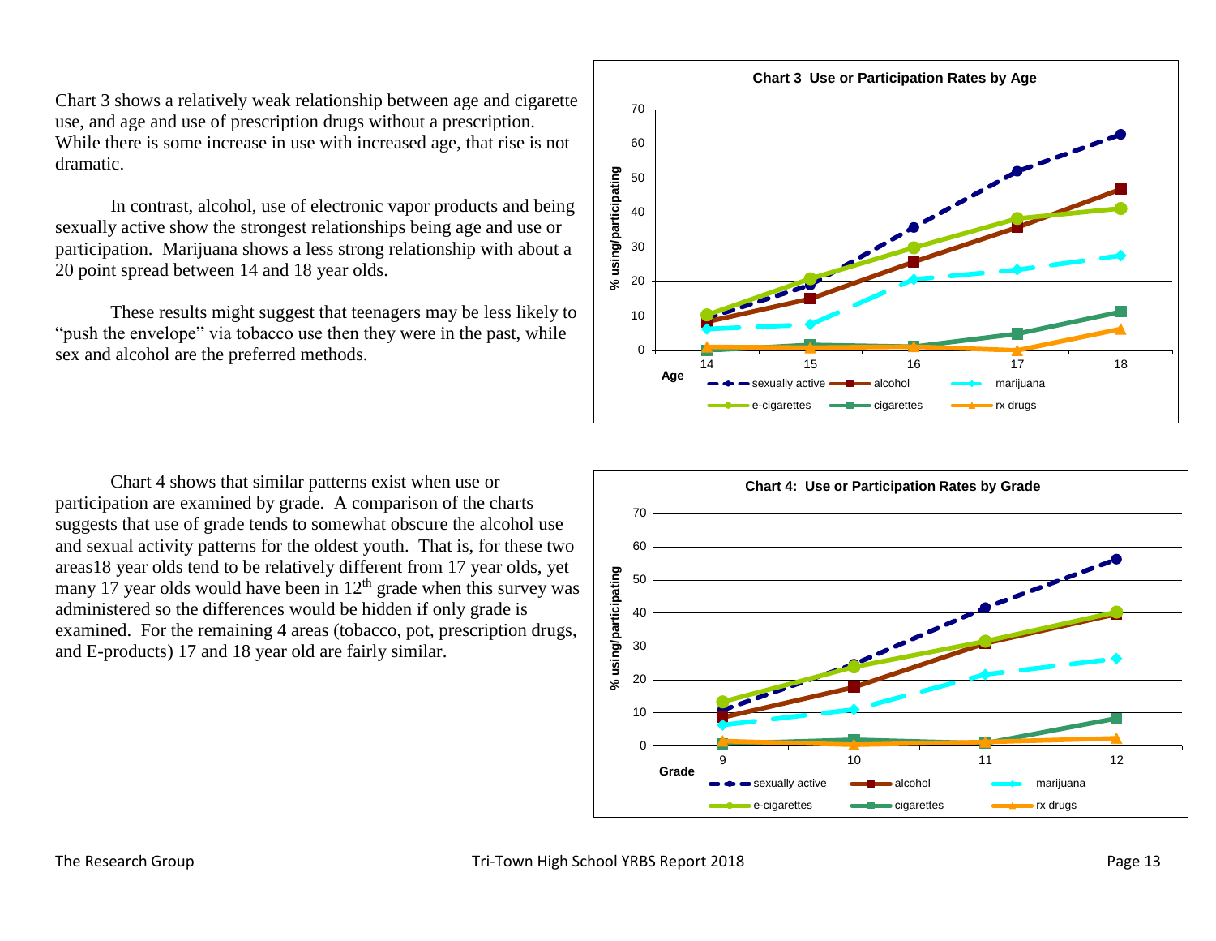Chart 3 shows a relatively weak relationship between age and cigarette use, and age and use of prescription drugs without a prescription. While there is some increase in use with increased age, that rise is not dramatic.

In contrast, alcohol, use of electronic vapor products and being sexually active show the strongest relationships being age and use or participation. Marijuana shows a less strong relationship with about a 20 point spread between 14 and 18 year olds.

These results might suggest that teenagers may be less likely to "push the envelope" via tobacco use then they were in the past, while sex and alcohol are the preferred methods.

**Chart 3 Use or Participation Rates by Age**

Chart 4 shows that similar patterns exist when use or participation are examined by grade. A comparison of the charts suggests that use of grade tends to somewhat obscure the alcohol use and sexual activity patterns for the oldest youth. That is, for these two areas18 year olds tend to be relatively different from 17 year olds, yet many 17 year olds would have been in 12[th] grade when this survey was administered so the differences would be hidden if only grade is examined. For the remaining 4 areas (tobacco, pot, prescription drugs, and E-products) 17 and 18 year old are fairly similar.

**Chart 4: Use or Participation Rates by Grade**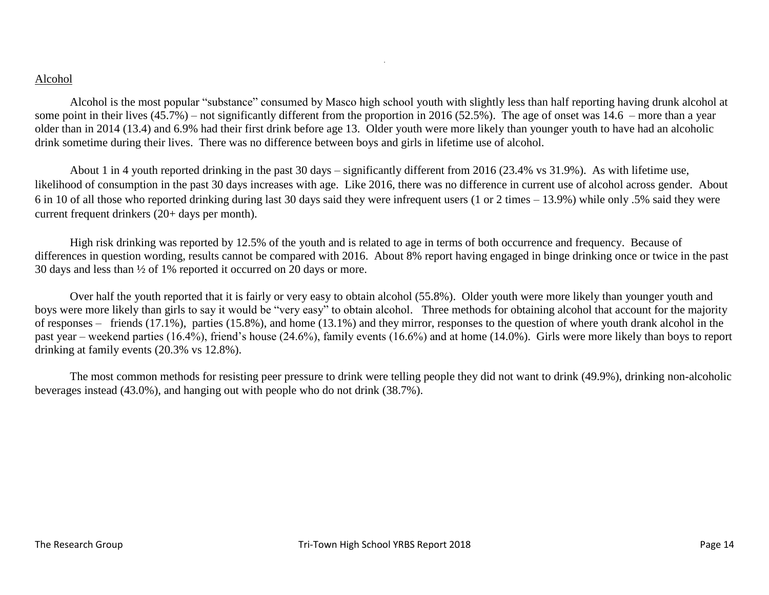## Alchohol

Alcohol is the most popular "substance" consumed by Masco high school youth with slightly less than half reporting having drunk alcohol at some point in their lives (45.7%) – not significantly different from the proportion in 2016 (52.5%). The age of onset was 14.6 – more than a year older than in 2014 (13.4) and 6.9% had their first drink before age 13. Older youth were more likely than younger youth to have had an alcoholic drink sometime during their lives. There was no difference between boys and girls in lifetime use of alcohol.

About 1 in 4 youth reported drinking in the past 30 days – significantly different from 2016 (23.4% vs 31.9%). As with lifetime use, likelihood of consumption in the past 30 days increases with age. Like 2016, there was no difference in current use of alcohol across gender. About 6 in 10 of all those who reported drinking during last 30 days said they were infrequent users (1 or 2 times – 13.9%) while only .5% said they were current frequent drinkers (20+ days per month).

High risk drinking was reported by 12.5% of the youth and is related to age in terms of both occurrence and frequency. Because of differences in question wording, results cannot be compared with 2016. About 8% report having engaged in binge drinking once or twice in the past 30 days and less than ½ of 1% reported it occurred on 20 days or more.

Over half the youth reported that it is fairly or very easy to obtain alcohol (55.8%). Older youth were more likely than younger youth and boys were more likely than girls to say it would be "very easy" to obtain alcohol. Three methods for obtaining alcohol that account for the majority of responses – friends (17.1%), parties (15.8%), and home (13.1%) and they mirror, responses to the question of where youth drank alcohol in the past year – weekend parties (16.4%), friend's house (24.6%), family events (16.6%) and at home (14.0%). Girls were more likely than boys to report drinking at family events (20.3% vs 12.8%).

The most common methods for resisting peer pressure to drink were telling people they did not want to drink (49.9%), drinking non-alcoholic beverages instead (43.0%), and hanging out with people who do not drink (38.7%).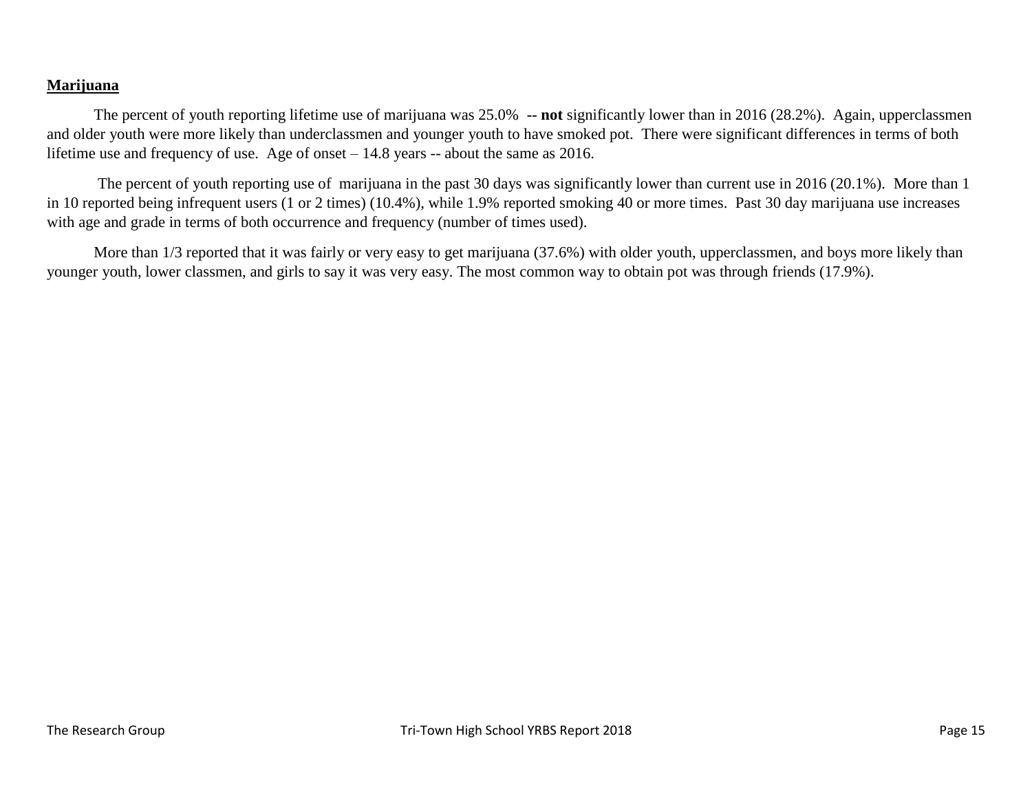**Marijuana**

The percent of youth reporting lifetime use of marijuana was 25.0% **-- not** significantly lower than in 2016 (28.2%). Again, upperclassmen and older youth were more likely than underclassmen and younger youth to have smoked pot. There were significant differences in terms of both lifetime use and frequency of use. Age of onset – 14.8 years -- about the same as 2016.

The percent of youth reporting use of marijuana in the past 30 days was significantly lower than current use in 2016 (20.1%). More than 1 in 10 reported being infrequent users (1 or 2 times) (10.4%), while 1.9% reported smoking 40 or more times. Past 30 day marijuana use increases with age and grade in terms of both occurrence and frequency (number of times used).

More than 1/3 reported that it was fairly or very easy to get marijuana (37.6%) with older youth, upperclassmen, and boys more likely than younger youth, lower classmen, and girls to say it was very easy. The most common way to obtain pot was through friends (17.9%).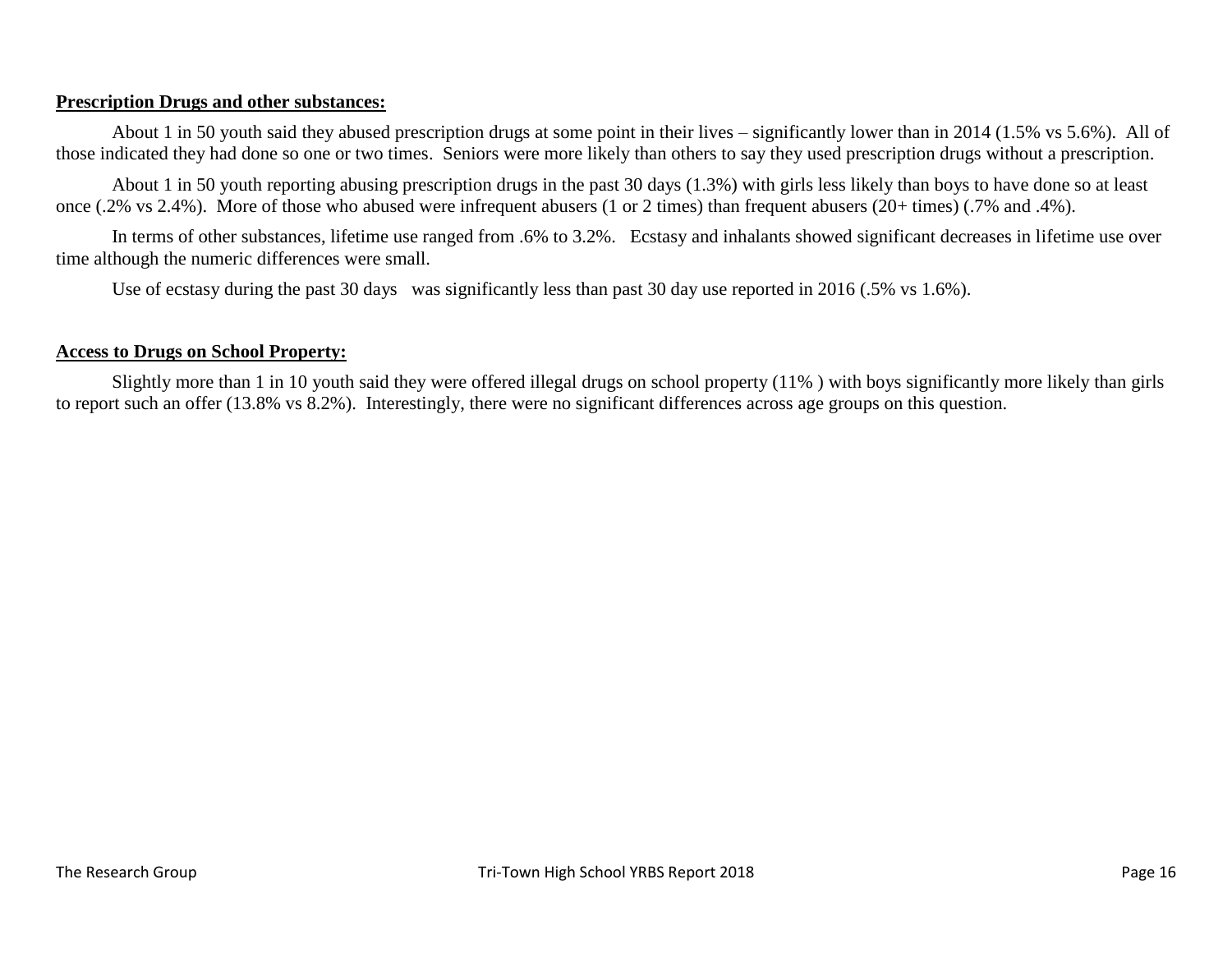**Prescription Drugs and other substances:**

About 1 in 50 youth said they abused prescription drugs at some point in their lives – significantly lower than in 2014 (1.5% vs 5.6%). All of those indicated they had done so one or two times. Seniors were more likely than others to say they used prescription drugs without a prescription.

About 1 in 50 youth reporting abusing prescription drugs in the past 30 days (1.3%) with girls less likely than boys to have done so at least once (.2% vs 2.4%). More of those who abused were infrequent abusers (1 or 2 times) than frequent abusers (20+ times) (.7% and .4%).

In terms of other substances, lifetime use ranged from .6% to 3.2%. Ecstasy and inhalants showed significant decreases in lifetime use over time although the numeric differences were small.

Use of ecstasy during the past 30 days was significantly less than past 30 day use reported in 2016 (.5% vs 1.6%).

**Access to Drugs on School Property:**

Slightly more than 1 in 10 youth said they were offered illegal drugs on school property (11% ) with boys significantly more likely than girls to report such an offer (13.8% vs 8.2%). Interestingly, there were no significant differences across age groups on this question.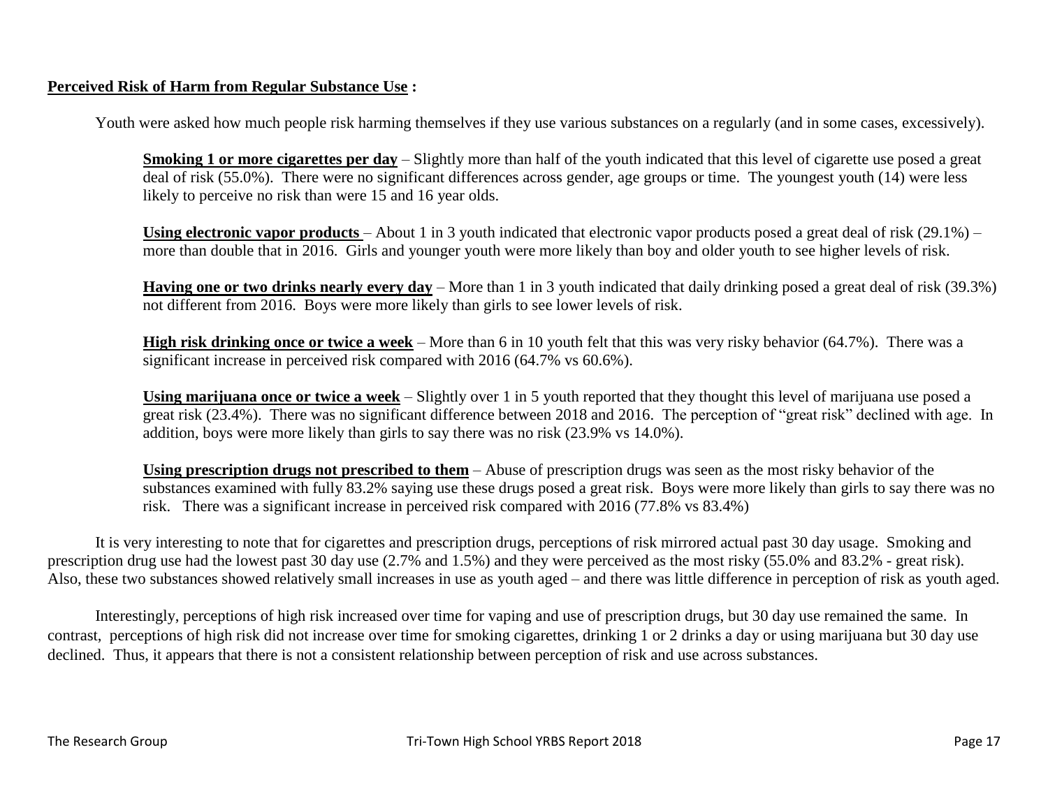**Perceived Risk of Harm from Regular Substance Use :**

Youth were asked how much people risk harming themselves if they use various substances on a regularly (and in some cases, excessively).

**Smoking 1 or more cigarettes per day** – Slightly more than half of the youth indicated that this level of cigarette use posed a great deal of risk (55.0%). There were no significant differences across gender, age groups or time. The youngest youth (14) were less likely to perceive no risk than were 15 and 16 year olds.

**Using electronic vapor products** – About 1 in 3 youth indicated that electronic vapor products posed a great deal of risk (29.1%) – more than double that in 2016. Girls and younger youth were more likely than boy and older youth to see higher levels of risk.

**Having one or two drinks nearly every day** – More than 1 in 3 youth indicated that daily drinking posed a great deal of risk (39.3%) not different from 2016. Boys were more likely than girls to see lower levels of risk.

**High risk drinking once or twice a week** – More than 6 in 10 youth felt that this was very risky behavior (64.7%). There was a significant increase in perceived risk compared with 2016 (64.7% vs 60.6%).

**Using marijuana once or twice a week** – Slightly over 1 in 5 youth reported that they thought this level of marijuana use posed a great risk (23.4%). There was no significant difference between 2018 and 2016. The perception of "great risk" declined with age. In addition, boys were more likely than girls to say there was no risk (23.9% vs 14.0%).

**Using prescription drugs not prescribed to them** – Abuse of prescription drugs was seen as the most risky behavior of the substances examined with fully 83.2% saying use these drugs posed a great risk. Boys were more likely than girls to say there was no risk. There was a significant increase in perceived risk compared with 2016 (77.8% vs 83.4%)

It is very interesting to note that for cigarettes and prescription drugs, perceptions of risk mirrored actual past 30 day usage. Smoking and prescription drug use had the lowest past 30 day use (2.7% and 1.5%) and they were perceived as the most risky (55.0% and 83.2% - great risk). Also, these two substances showed relatively small increases in use as youth aged – and there was little difference in perception of risk as youth aged.

Interestingly, perceptions of high risk increased over time for vaping and use of prescription drugs, but 30 day use remained the same. In contrast, perceptions of high risk did not increase over time for smoking cigarettes, drinking 1 or 2 drinks a day or using marijuana but 30 day use declined. Thus, it appears that there is not a consistent relationship between perception of risk and use across substances.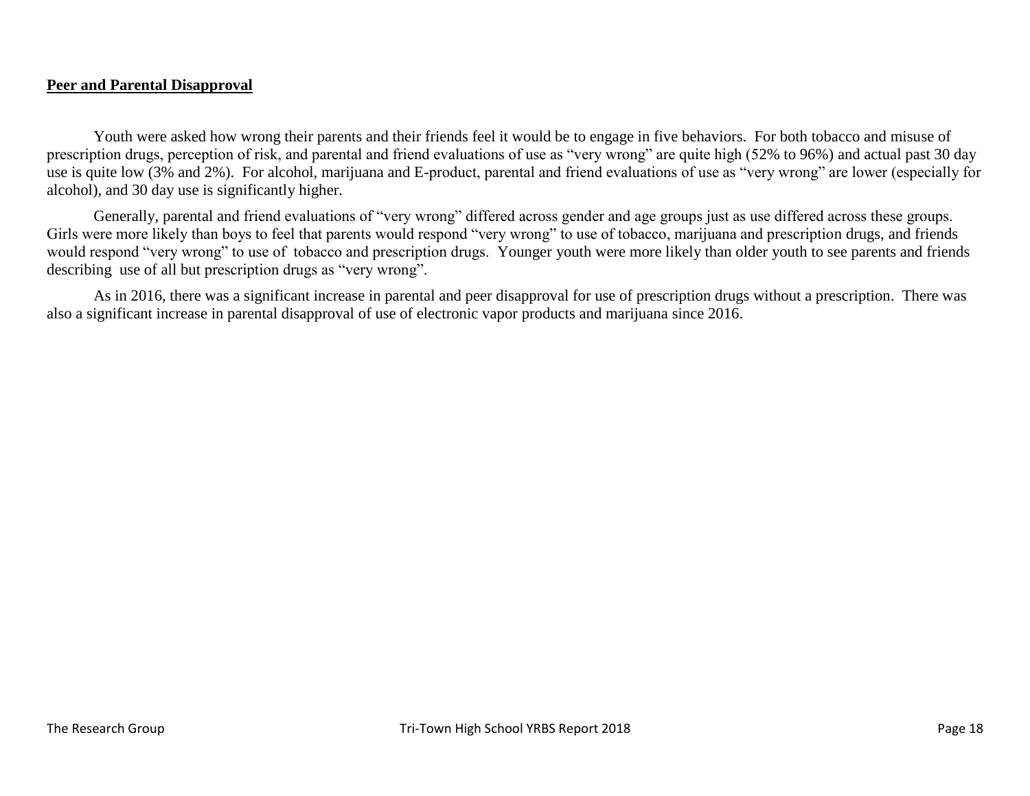## Peer and Parental Disapproval

Youth were asked how wrong their parents and their friends feel it would be to engage in five behaviors. For both tobacco and misuse of prescription drugs, perception of risk, and parental and friend evaluations of use as "very wrong" are quite high (52% to 96%) and actual past 30 day use is quite low (3% and 2%). For alcohol, marijuana and E-product, parental and friend evaluations of use as "very wrong" are lower (especially for alcohol), and 30 day use is significantly higher.

Generally, parental and friend evaluations of "very wrong" differed across gender and age groups just as use differed across these groups. Girls were more likely than boys to feel that parents would respond "very wrong" to use of tobacco, marijuana and prescription drugs, and friends would respond "very wrong" to use of tobacco and prescription drugs. Younger youth were more likely than older youth to see parents and friends describing use of all but prescription drugs as "very wrong".

As in 2016, there was a significant increase in parental and peer disapproval for use of prescription drugs without a prescription. There was also a significant increase in parental disapproval of use of electronic vapor products and marijuana since 2016.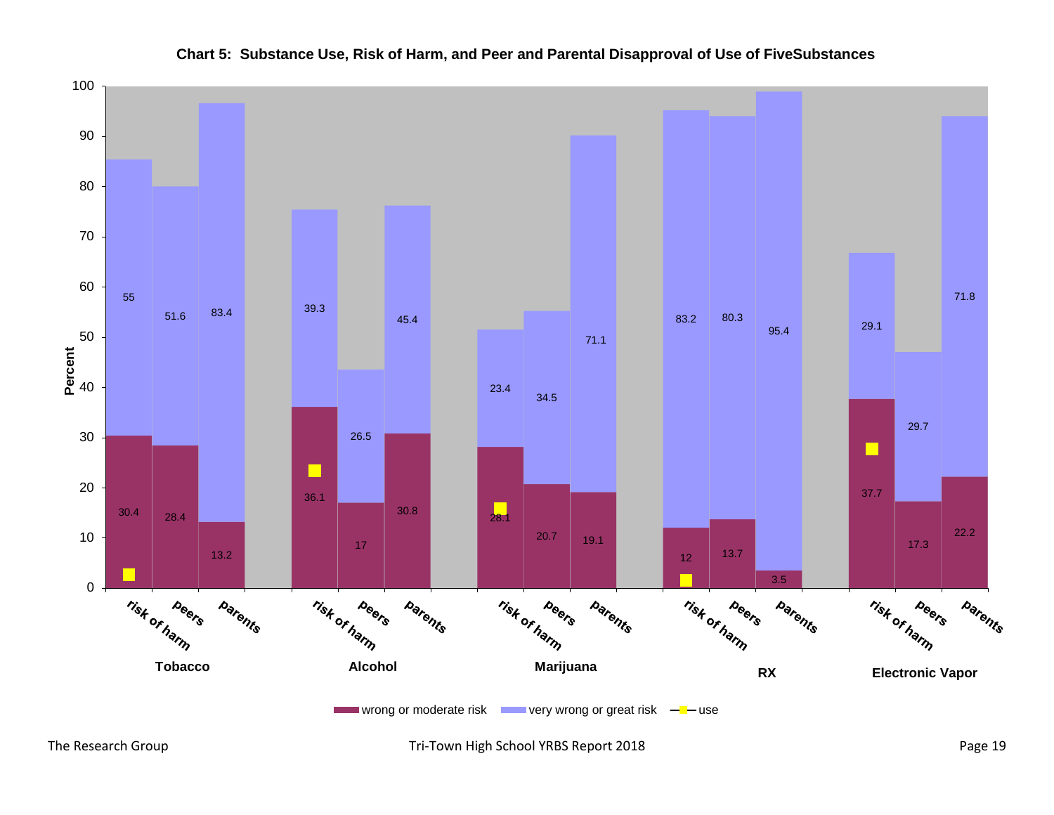**Chart 5: Substance Use, Risk of Harm, and Peer and Parental Disapproval of Use of FiveSubstances**

| Substance | Measure | wrong or moderate risk | very wrong or great risk |
|---|---|---|---|
| Tobacco | risk of harm | 30.4 | 55 |
| Tobacco | peers | 28.4 | 51.6 |
| Tobacco | parents | 13.2 | 83.4 |
| Alcohol | risk of harm | 36.1 | 39.3 |
| Alcohol | peers | 17 | 26.5 |
| Alcohol | parents | 30.8 | 45.4 |
| Marijuana | risk of harm | 28.1 | 23.4 |
| Marijuana | peers | 20.7 | 34.5 |
| Marijuana | parents | 19.1 | 71.1 |
| RX | risk of harm | 12 | 83.2 |
| RX | peers | 13.7 | 80.3 |
| RX | parents | 3.5 | 95.4 |
| Electronic Vapor | risk of harm | 37.7 | 29.1 |
| Electronic Vapor | peers | 17.3 | 29.7 |
| Electronic Vapor | parents | 22.2 | 71.8 |

Legend: wrong or moderate risk; very wrong or great risk; use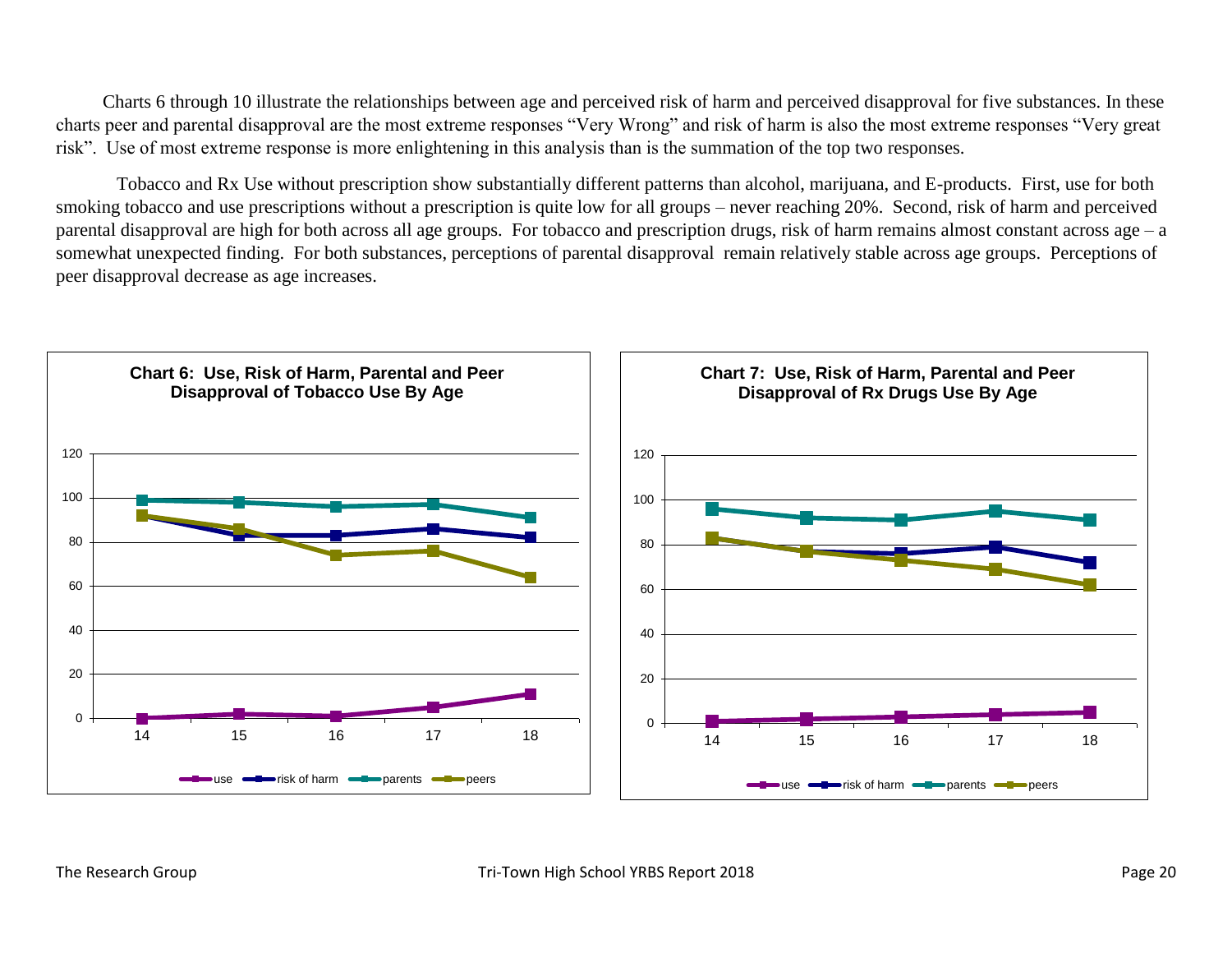Charts 6 through 10 illustrate the relationships between age and perceived risk of harm and perceived disapproval for five substances. In these charts peer and parental disapproval are the most extreme responses "Very Wrong" and risk of harm is also the most extreme responses "Very great risk". Use of most extreme response is more enlightening in this analysis than is the summation of the top two responses.

Tobacco and Rx Use without prescription show substantially different patterns than alcohol, marijuana, and E-products. First, use for both smoking tobacco and use prescriptions without a prescription is quite low for all groups – never reaching 20%. Second, risk of harm and perceived parental disapproval are high for both across all age groups. For tobacco and prescription drugs, risk of harm remains almost constant across age – a somewhat unexpected finding. For both substances, perceptions of parental disapproval remain relatively stable across age groups. Perceptions of peer disapproval decrease as age increases.

**Chart 6: Use, Risk of Harm, Parental and Peer Disapproval of Tobacco Use By Age**

| Age | use | risk of harm | parents | peers |
|---|---|---|---|---|
| 14 | 0 | 92 | 99 | 92 |
| 15 | 2 | 83 | 98 | 86 |
| 16 | 1 | 83 | 96 | 74 |
| 17 | 5 | 86 | 97 | 76 |
| 18 | 11 | 82 | 91 | 64 |

**Chart 7: Use, Risk of Harm, Parental and Peer Disapproval of Rx Drugs Use By Age**

| Age | use | risk of harm | parents | peers |
|---|---|---|---|---|
| 14 | 1 | 83 | 96 | 83 |
| 15 | 2 | 77 | 92 | 77 |
| 16 | 3 | 76 | 91 | 73 |
| 17 | 4 | 79 | 95 | 69 |
| 18 | 5 | 72 | 91 | 62 |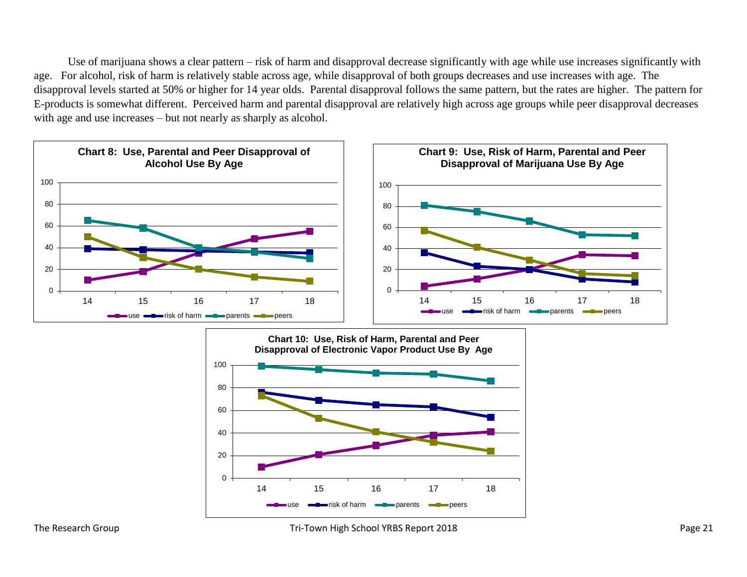Use of marijuana shows a clear pattern – risk of harm and disapproval decrease significantly with age while use increases significantly with age. For alcohol, risk of harm is relatively stable across age, while disapproval of both groups decreases and use increases with age. The disapproval levels started at 50% or higher for 14 year olds. Parental disapproval follows the same pattern, but the rates are higher. The pattern for E-products is somewhat different. Perceived harm and parental disapproval are relatively high across age groups while peer disapproval decreases with age and use increases – but not nearly as sharply as alcohol.

**Chart 8: Use, Parental and Peer Disapproval of Alcohol Use By Age**

**Chart 9: Use, Risk of Harm, Parental and Peer Disapproval of Marijuana Use By Age**

**Chart 10: Use, Risk of Harm, Parental and Peer Disapproval of Electronic Vapor Product Use By Age**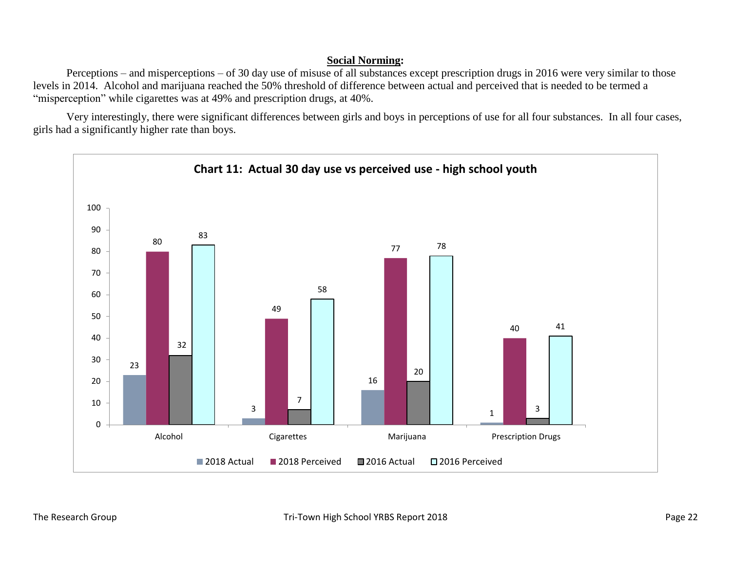## Social Norming:

Perceptions – and misperceptions – of 30 day use of misuse of all substances except prescription drugs in 2016 were very similar to those levels in 2014. Alcohol and marijuana reached the 50% threshold of difference between actual and perceived that is needed to be termed a "misperception" while cigarettes was at 49% and prescription drugs, at 40%.

Very interestingly, there were significant differences between girls and boys in perceptions of use for all four substances. In all four cases, girls had a significantly higher rate than boys.

**Chart 11: Actual 30 day use vs perceived use - high school youth**

| | 2018 Actual | 2018 Perceived | 2016 Actual | 2016 Perceived |
|---|---|---|---|---|
| Alcohol | 23 | 80 | 32 | 83 |
| Cigarettes | 3 | 49 | 7 | 58 |
| Marijuana | 16 | 77 | 20 | 78 |
| Prescription Drugs | 1 | 40 | 3 | 41 |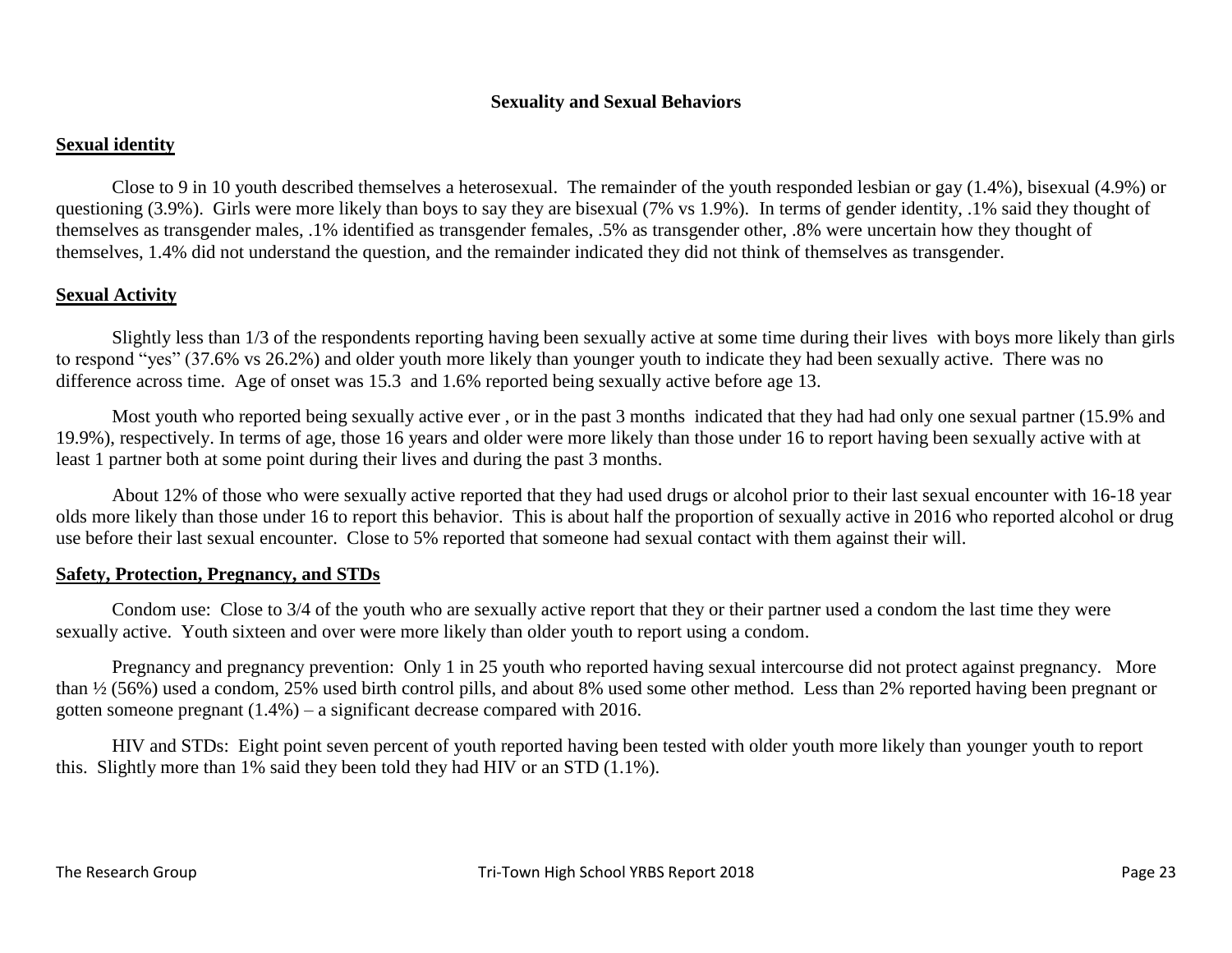## Sexuality and Sexual Behaviors

### Sexual identity

Close to 9 in 10 youth described themselves a heterosexual. The remainder of the youth responded lesbian or gay (1.4%), bisexual (4.9%) or questioning (3.9%). Girls were more likely than boys to say they are bisexual (7% vs 1.9%). In terms of gender identity, .1% said they thought of themselves as transgender males, .1% identified as transgender females, .5% as transgender other, .8% were uncertain how they thought of themselves, 1.4% did not understand the question, and the remainder indicated they did not think of themselves as transgender.

### Sexual Activity

Slightly less than 1/3 of the respondents reporting having been sexually active at some time during their lives with boys more likely than girls to respond "yes" (37.6% vs 26.2%) and older youth more likely than younger youth to indicate they had been sexually active. There was no difference across time. Age of onset was 15.3 and 1.6% reported being sexually active before age 13.

Most youth who reported being sexually active ever , or in the past 3 months indicated that they had had only one sexual partner (15.9% and 19.9%), respectively. In terms of age, those 16 years and older were more likely than those under 16 to report having been sexually active with at least 1 partner both at some point during their lives and during the past 3 months.

About 12% of those who were sexually active reported that they had used drugs or alcohol prior to their last sexual encounter with 16-18 year olds more likely than those under 16 to report this behavior. This is about half the proportion of sexually active in 2016 who reported alcohol or drug use before their last sexual encounter. Close to 5% reported that someone had sexual contact with them against their will.

### Safety, Protection, Pregnancy, and STDs

Condom use: Close to 3/4 of the youth who are sexually active report that they or their partner used a condom the last time they were sexually active. Youth sixteen and over were more likely than older youth to report using a condom.

Pregnancy and pregnancy prevention: Only 1 in 25 youth who reported having sexual intercourse did not protect against pregnancy. More than ½ (56%) used a condom, 25% used birth control pills, and about 8% used some other method. Less than 2% reported having been pregnant or gotten someone pregnant (1.4%) – a significant decrease compared with 2016.

HIV and STDs: Eight point seven percent of youth reported having been tested with older youth more likely than younger youth to report this. Slightly more than 1% said they been told they had HIV or an STD (1.1%).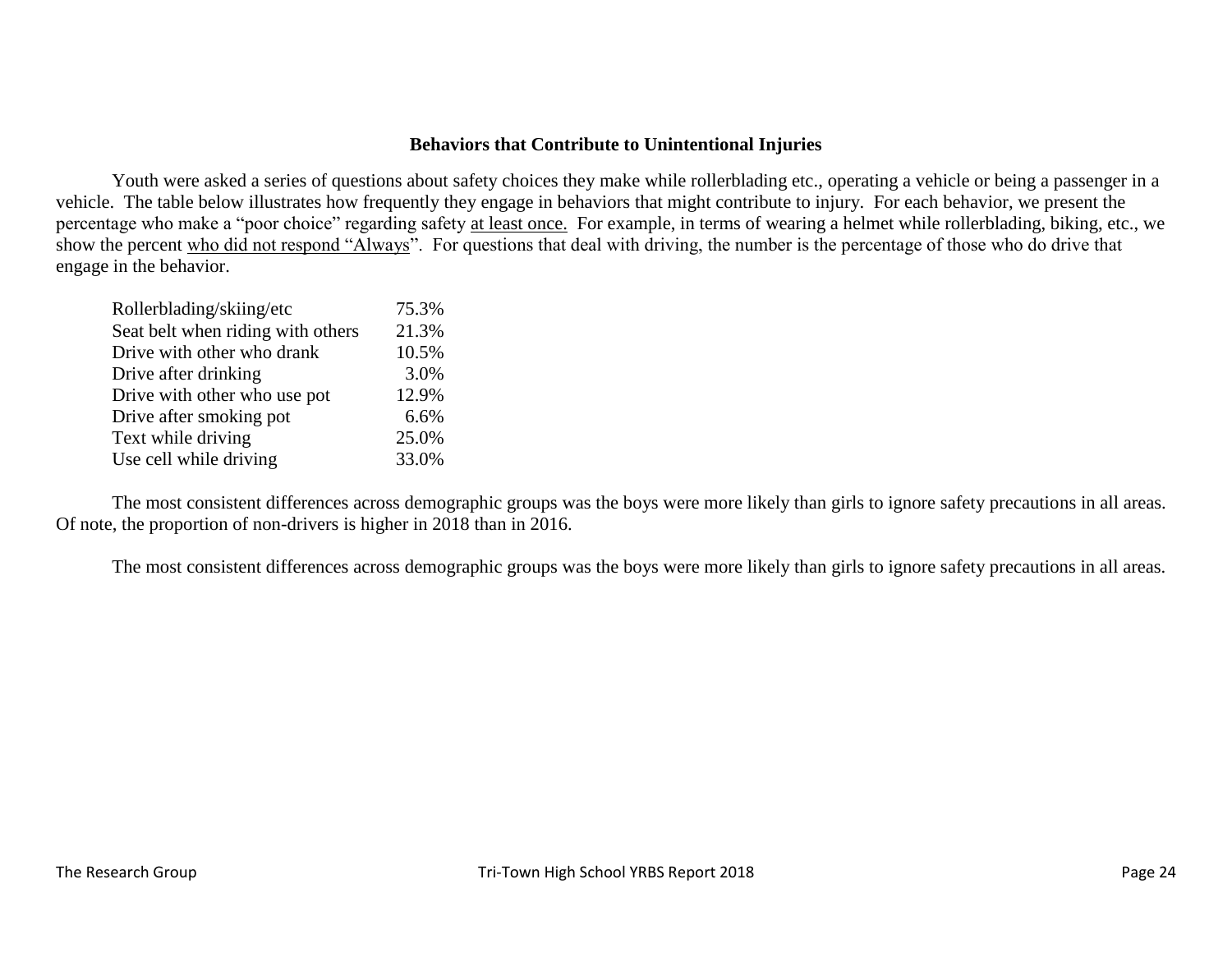### Behaviors that Contribute to Unintentional Injuries

Youth were asked a series of questions about safety choices they make while rollerblading etc., operating a vehicle or being a passenger in a vehicle. The table below illustrates how frequently they engage in behaviors that might contribute to injury. For each behavior, we present the percentage who make a "poor choice" regarding safety at least once. For example, in terms of wearing a helmet while rollerblading, biking, etc., we show the percent who did not respond "Always". For questions that deal with driving, the number is the percentage of those who do drive that engage in the behavior.

| Behavior | Percent |
|---|---|
| Rollerblading/skiing/etc | 75.3% |
| Seat belt when riding with others | 21.3% |
| Drive with other who drank | 10.5% |
| Drive after drinking | 3.0% |
| Drive with other who use pot | 12.9% |
| Drive after smoking pot | 6.6% |
| Text while driving | 25.0% |
| Use cell while driving | 33.0% |

The most consistent differences across demographic groups was the boys were more likely than girls to ignore safety precautions in all areas. Of note, the proportion of non-drivers is higher in 2018 than in 2016.

The most consistent differences across demographic groups was the boys were more likely than girls to ignore safety precautions in all areas.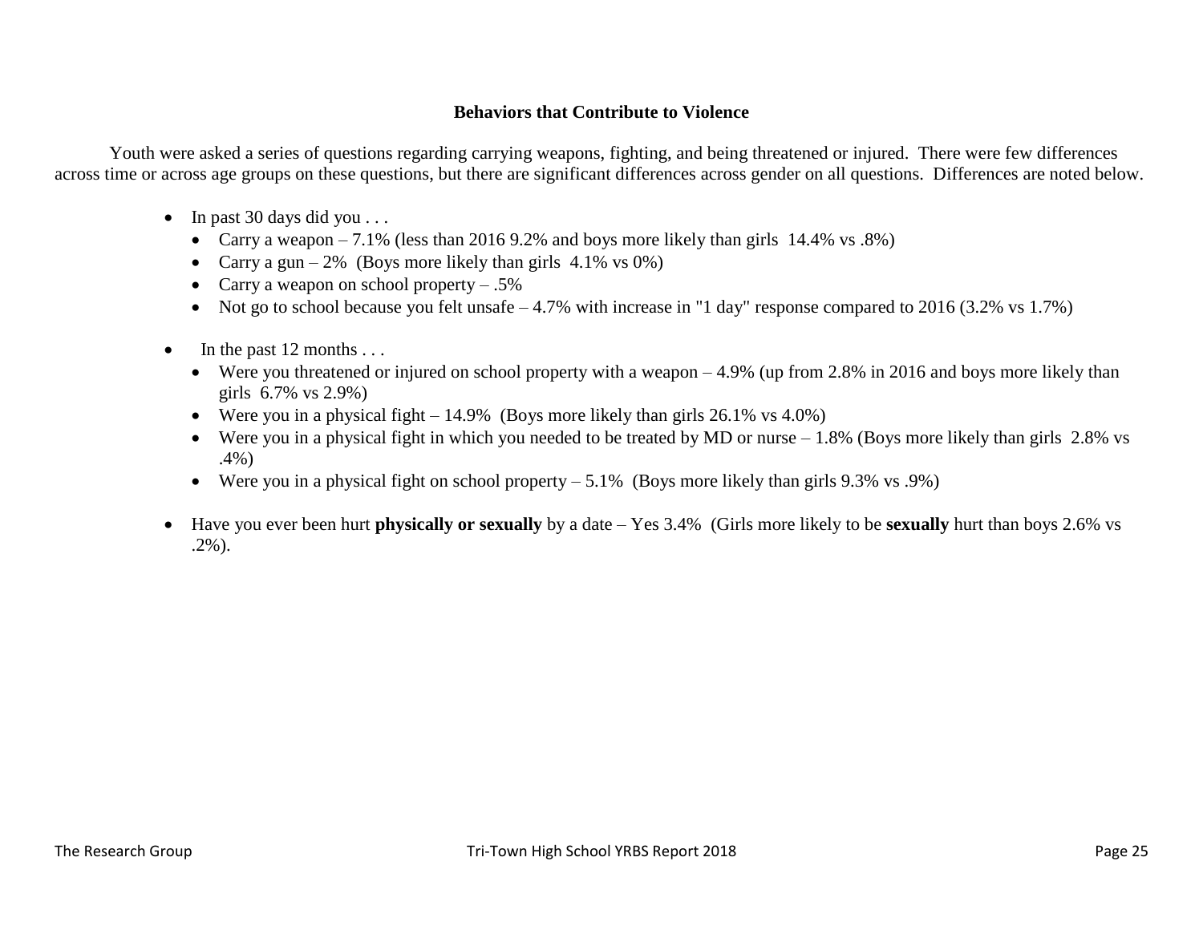## Behaviors that Contribute to Violence

Youth were asked a series of questions regarding carrying weapons, fighting, and being threatened or injured. There were few differences across time or across age groups on these questions, but there are significant differences across gender on all questions. Differences are noted below.

- In past 30 days did you . . .
  - Carry a weapon – 7.1% (less than 2016 9.2% and boys more likely than girls 14.4% vs .8%)
  - Carry a gun – 2% (Boys more likely than girls 4.1% vs 0%)
  - Carry a weapon on school property – .5%
  - Not go to school because you felt unsafe – 4.7% with increase in "1 day" response compared to 2016 (3.2% vs 1.7%)

- In the past 12 months . . .
  - Were you threatened or injured on school property with a weapon – 4.9% (up from 2.8% in 2016 and boys more likely than girls 6.7% vs 2.9%)
  - Were you in a physical fight – 14.9% (Boys more likely than girls 26.1% vs 4.0%)
  - Were you in a physical fight in which you needed to be treated by MD or nurse – 1.8% (Boys more likely than girls 2.8% vs .4%)
  - Were you in a physical fight on school property – 5.1% (Boys more likely than girls 9.3% vs .9%)

- Have you ever been hurt **physically or sexually** by a date – Yes 3.4% (Girls more likely to be **sexually** hurt than boys 2.6% vs .2%).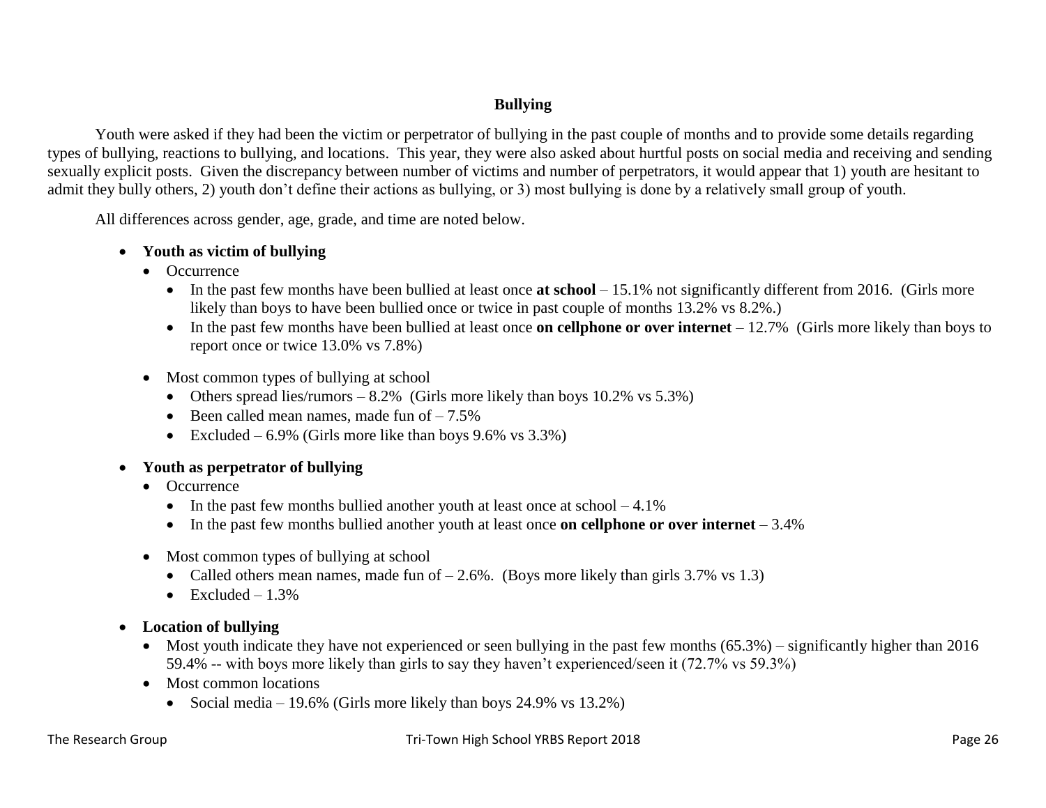## Bullying

Youth were asked if they had been the victim or perpetrator of bullying in the past couple of months and to provide some details regarding types of bullying, reactions to bullying, and locations. This year, they were also asked about hurtful posts on social media and receiving and sending sexually explicit posts. Given the discrepancy between number of victims and number of perpetrators, it would appear that 1) youth are hesitant to admit they bully others, 2) youth don't define their actions as bullying, or 3) most bullying is done by a relatively small group of youth.

All differences across gender, age, grade, and time are noted below.

- **Youth as victim of bullying**
  - Occurrence
    - In the past few months have been bullied at least once **at school** – 15.1% not significantly different from 2016. (Girls more likely than boys to have been bullied once or twice in past couple of months 13.2% vs 8.2%.)
    - In the past few months have been bullied at least once **on cellphone or over internet** – 12.7% (Girls more likely than boys to report once or twice 13.0% vs 7.8%)
  - Most common types of bullying at school
    - Others spread lies/rumors – 8.2% (Girls more likely than boys 10.2% vs 5.3%)
    - Been called mean names, made fun of – 7.5%
    - Excluded – 6.9% (Girls more like than boys 9.6% vs 3.3%)
- **Youth as perpetrator of bullying**
  - Occurrence
    - In the past few months bullied another youth at least once at school – 4.1%
    - In the past few months bullied another youth at least once **on cellphone or over internet** – 3.4%
  - Most common types of bullying at school
    - Called others mean names, made fun of – 2.6%. (Boys more likely than girls 3.7% vs 1.3)
    - Excluded – 1.3%
- **Location of bullying**
  - Most youth indicate they have not experienced or seen bullying in the past few months (65.3%) – significantly higher than 2016 59.4% -- with boys more likely than girls to say they haven't experienced/seen it (72.7% vs 59.3%)
  - Most common locations
    - Social media – 19.6% (Girls more likely than boys 24.9% vs 13.2%)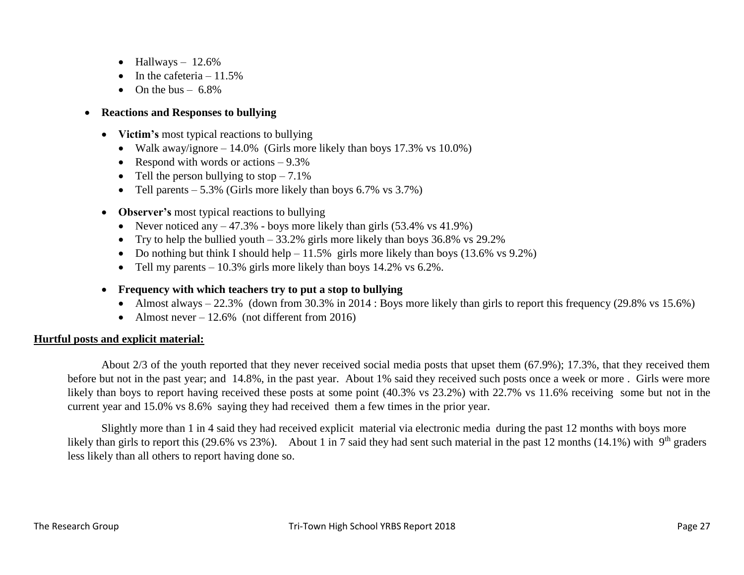- Hallways – 12.6%
- In the cafeteria – 11.5%
- On the bus – 6.8%

- **Reactions and Responses to bullying**
  - **Victim's** most typical reactions to bullying
    - Walk away/ignore – 14.0% (Girls more likely than boys 17.3% vs 10.0%)
    - Respond with words or actions – 9.3%
    - Tell the person bullying to stop – 7.1%
    - Tell parents – 5.3% (Girls more likely than boys 6.7% vs 3.7%)
  - **Observer's** most typical reactions to bullying
    - Never noticed any – 47.3% - boys more likely than girls (53.4% vs 41.9%)
    - Try to help the bullied youth – 33.2% girls more likely than boys 36.8% vs 29.2%
    - Do nothing but think I should help – 11.5% girls more likely than boys (13.6% vs 9.2%)
    - Tell my parents – 10.3% girls more likely than boys 14.2% vs 6.2%.
  - **Frequency with which teachers try to put a stop to bullying**
    - Almost always – 22.3% (down from 30.3% in 2014 : Boys more likely than girls to report this frequency (29.8% vs 15.6%)
    - Almost never – 12.6% (not different from 2016)

**Hurtful posts and explicit material:**

About 2/3 of the youth reported that they never received social media posts that upset them (67.9%); 17.3%, that they received them before but not in the past year; and 14.8%, in the past year. About 1% said they received such posts once a week or more . Girls were more likely than boys to report having received these posts at some point (40.3% vs 23.2%) with 22.7% vs 11.6% receiving some but not in the current year and 15.0% vs 8.6% saying they had received them a few times in the prior year.

Slightly more than 1 in 4 said they had received explicit material via electronic media during the past 12 months with boys more likely than girls to report this (29.6% vs 23%). About 1 in 7 said they had sent such material in the past 12 months (14.1%) with 9th graders less likely than all others to report having done so.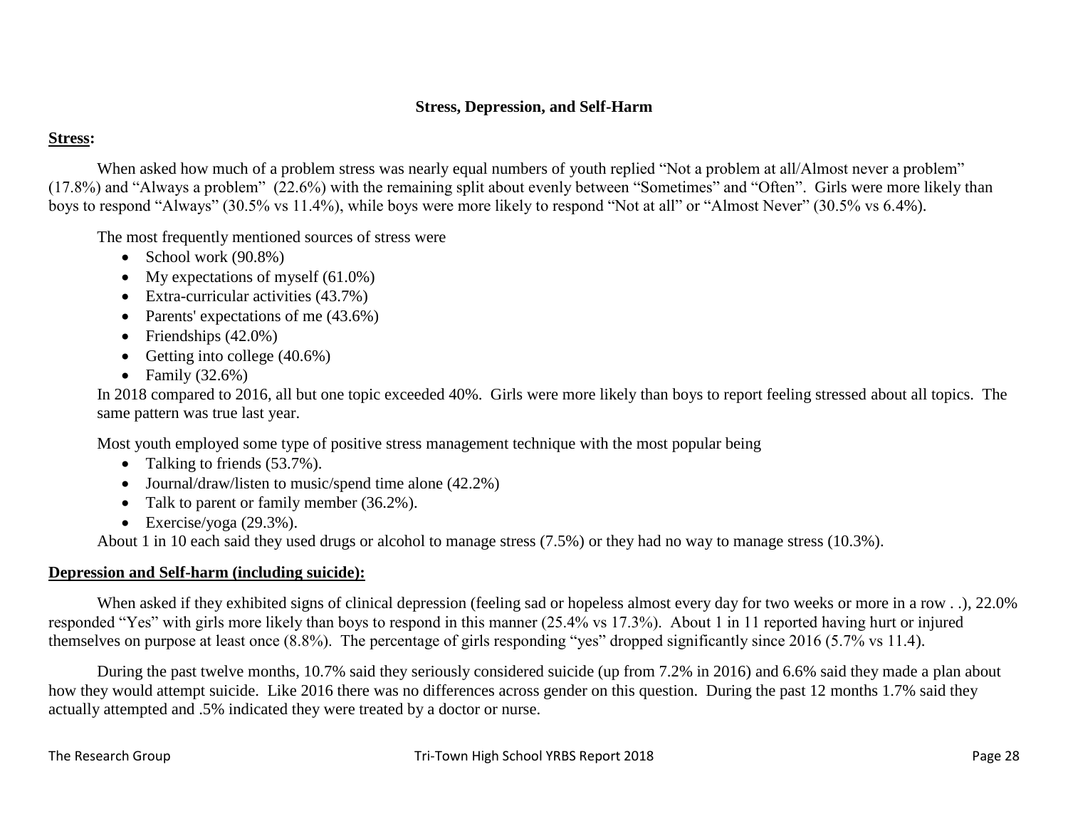## Stress, Depression, and Self-Harm

**Stress:**

When asked how much of a problem stress was nearly equal numbers of youth replied "Not a problem at all/Almost never a problem" (17.8%) and "Always a problem" (22.6%) with the remaining split about evenly between "Sometimes" and "Often". Girls were more likely than boys to respond "Always" (30.5% vs 11.4%), while boys were more likely to respond "Not at all" or "Almost Never" (30.5% vs 6.4%).

The most frequently mentioned sources of stress were

- School work (90.8%)
- My expectations of myself (61.0%)
- Extra-curricular activities (43.7%)
- Parents' expectations of me (43.6%)
- Friendships (42.0%)
- Getting into college (40.6%)
- Family (32.6%)

In 2018 compared to 2016, all but one topic exceeded 40%. Girls were more likely than boys to report feeling stressed about all topics. The same pattern was true last year.

Most youth employed some type of positive stress management technique with the most popular being

- Talking to friends (53.7%).
- Journal/draw/listen to music/spend time alone (42.2%)
- Talk to parent or family member (36.2%).
- Exercise/yoga (29.3%).

About 1 in 10 each said they used drugs or alcohol to manage stress (7.5%) or they had no way to manage stress (10.3%).

**Depression and Self-harm (including suicide):**

When asked if they exhibited signs of clinical depression (feeling sad or hopeless almost every day for two weeks or more in a row . .), 22.0% responded "Yes" with girls more likely than boys to respond in this manner (25.4% vs 17.3%). About 1 in 11 reported having hurt or injured themselves on purpose at least once (8.8%). The percentage of girls responding "yes" dropped significantly since 2016 (5.7% vs 11.4).

During the past twelve months, 10.7% said they seriously considered suicide (up from 7.2% in 2016) and 6.6% said they made a plan about how they would attempt suicide. Like 2016 there was no differences across gender on this question. During the past 12 months 1.7% said they actually attempted and .5% indicated they were treated by a doctor or nurse.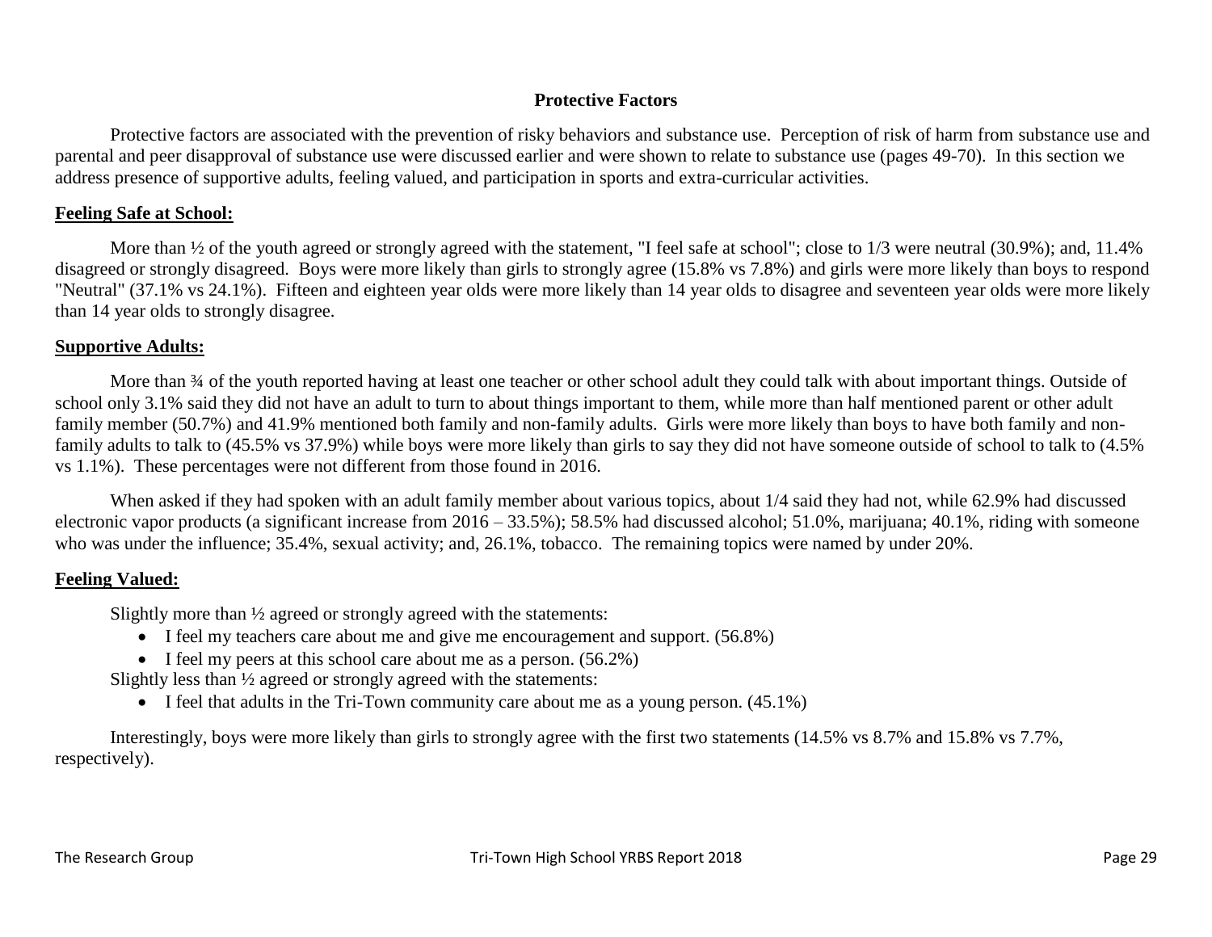## Protective Factors

Protective factors are associated with the prevention of risky behaviors and substance use. Perception of risk of harm from substance use and parental and peer disapproval of substance use were discussed earlier and were shown to relate to substance use (pages 49-70). In this section we address presence of supportive adults, feeling valued, and participation in sports and extra-curricular activities.

**Feeling Safe at School:**

More than ½ of the youth agreed or strongly agreed with the statement, "I feel safe at school"; close to 1/3 were neutral (30.9%); and, 11.4% disagreed or strongly disagreed. Boys were more likely than girls to strongly agree (15.8% vs 7.8%) and girls were more likely than boys to respond "Neutral" (37.1% vs 24.1%). Fifteen and eighteen year olds were more likely than 14 year olds to disagree and seventeen year olds were more likely than 14 year olds to strongly disagree.

**Supportive Adults:**

More than ¾ of the youth reported having at least one teacher or other school adult they could talk with about important things. Outside of school only 3.1% said they did not have an adult to turn to about things important to them, while more than half mentioned parent or other adult family member (50.7%) and 41.9% mentioned both family and non-family adults. Girls were more likely than boys to have both family and non-family adults to talk to (45.5% vs 37.9%) while boys were more likely than girls to say they did not have someone outside of school to talk to (4.5% vs 1.1%). These percentages were not different from those found in 2016.

When asked if they had spoken with an adult family member about various topics, about 1/4 said they had not, while 62.9% had discussed electronic vapor products (a significant increase from 2016 – 33.5%); 58.5% had discussed alcohol; 51.0%, marijuana; 40.1%, riding with someone who was under the influence; 35.4%, sexual activity; and, 26.1%, tobacco. The remaining topics were named by under 20%.

**Feeling Valued:**

Slightly more than ½ agreed or strongly agreed with the statements:

- I feel my teachers care about me and give me encouragement and support. (56.8%)
- I feel my peers at this school care about me as a person. (56.2%)

Slightly less than ½ agreed or strongly agreed with the statements:

- I feel that adults in the Tri-Town community care about me as a young person. (45.1%)

Interestingly, boys were more likely than girls to strongly agree with the first two statements (14.5% vs 8.7% and 15.8% vs 7.7%, respectively).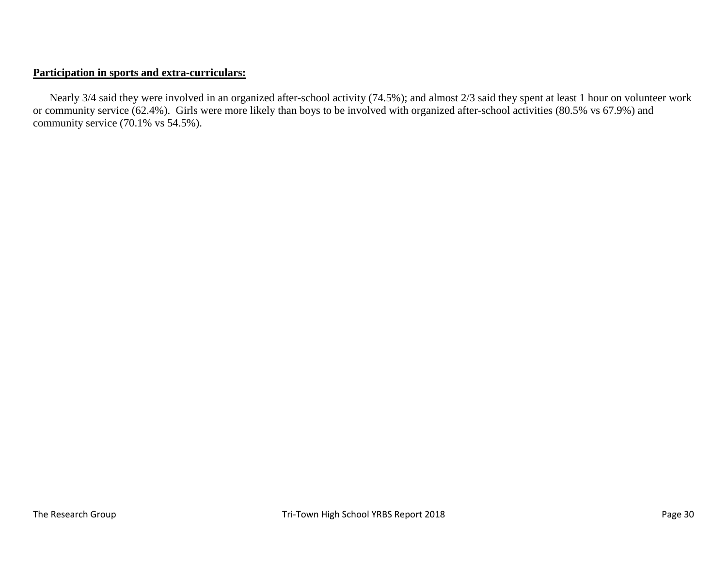**Participation in sports and extra-curriculars:**

Nearly 3/4 said they were involved in an organized after-school activity (74.5%); and almost 2/3 said they spent at least 1 hour on volunteer work or community service (62.4%). Girls were more likely than boys to be involved with organized after-school activities (80.5% vs 67.9%) and community service (70.1% vs 54.5%).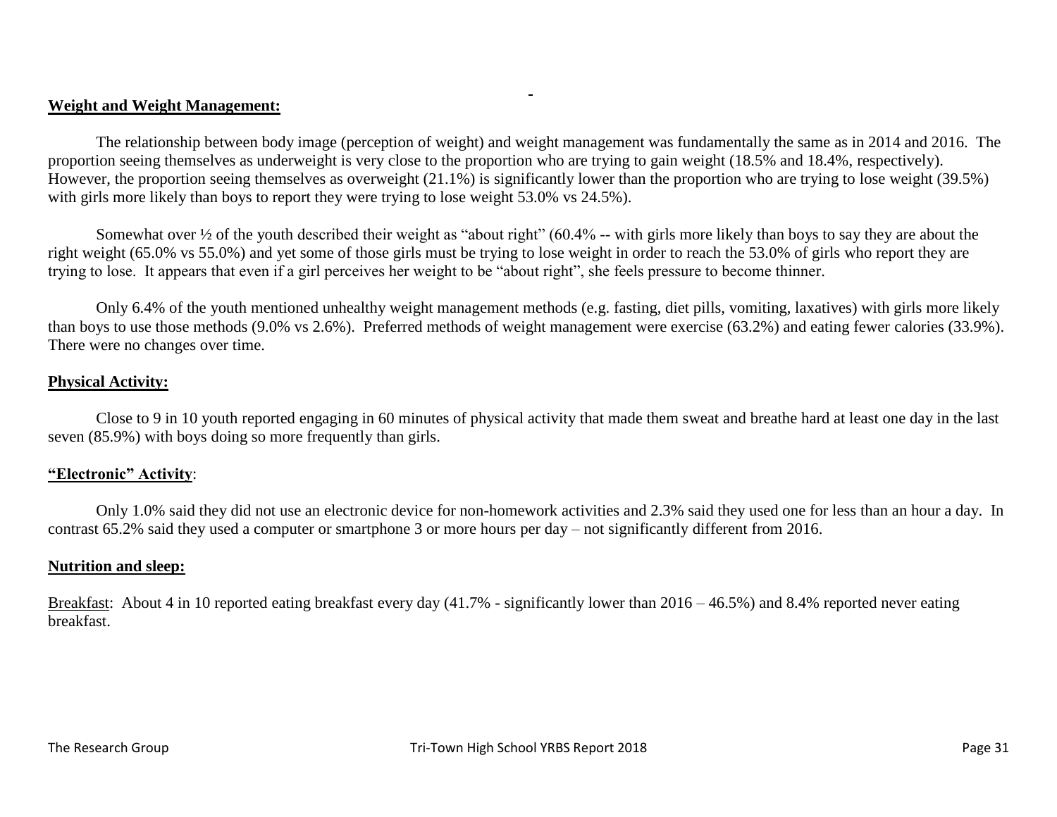**Weight and Weight Management:**

The relationship between body image (perception of weight) and weight management was fundamentally the same as in 2014 and 2016. The proportion seeing themselves as underweight is very close to the proportion who are trying to gain weight (18.5% and 18.4%, respectively). However, the proportion seeing themselves as overweight (21.1%) is significantly lower than the proportion who are trying to lose weight (39.5%) with girls more likely than boys to report they were trying to lose weight 53.0% vs 24.5%).

Somewhat over ½ of the youth described their weight as "about right" (60.4% -- with girls more likely than boys to say they are about the right weight (65.0% vs 55.0%) and yet some of those girls must be trying to lose weight in order to reach the 53.0% of girls who report they are trying to lose. It appears that even if a girl perceives her weight to be "about right", she feels pressure to become thinner.

Only 6.4% of the youth mentioned unhealthy weight management methods (e.g. fasting, diet pills, vomiting, laxatives) with girls more likely than boys to use those methods (9.0% vs 2.6%). Preferred methods of weight management were exercise (63.2%) and eating fewer calories (33.9%). There were no changes over time.

**Physical Activity:**

Close to 9 in 10 youth reported engaging in 60 minutes of physical activity that made them sweat and breathe hard at least one day in the last seven (85.9%) with boys doing so more frequently than girls.

**"Electronic" Activity**:

Only 1.0% said they did not use an electronic device for non-homework activities and 2.3% said they used one for less than an hour a day. In contrast 65.2% said they used a computer or smartphone 3 or more hours per day – not significantly different from 2016.

**Nutrition and sleep:**

Breakfast: About 4 in 10 reported eating breakfast every day (41.7% - significantly lower than 2016 – 46.5%) and 8.4% reported never eating breakfast.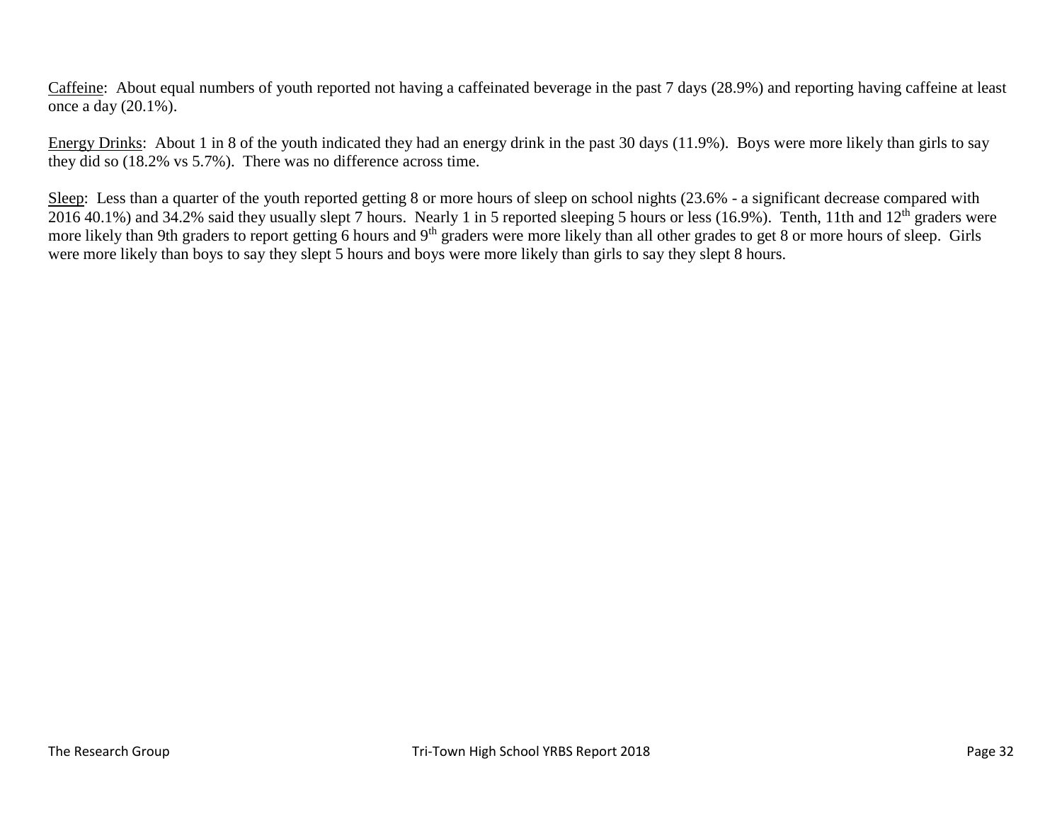Caffeine: About equal numbers of youth reported not having a caffeinated beverage in the past 7 days (28.9%) and reporting having caffeine at least once a day (20.1%).

Energy Drinks: About 1 in 8 of the youth indicated they had an energy drink in the past 30 days (11.9%). Boys were more likely than girls to say they did so (18.2% vs 5.7%). There was no difference across time.

Sleep: Less than a quarter of the youth reported getting 8 or more hours of sleep on school nights (23.6% - a significant decrease compared with 2016 40.1%) and 34.2% said they usually slept 7 hours. Nearly 1 in 5 reported sleeping 5 hours or less (16.9%). Tenth, 11th and 12th graders were more likely than 9th graders to report getting 6 hours and 9th graders were more likely than all other grades to get 8 or more hours of sleep. Girls were more likely than boys to say they slept 5 hours and boys were more likely than girls to say they slept 8 hours.